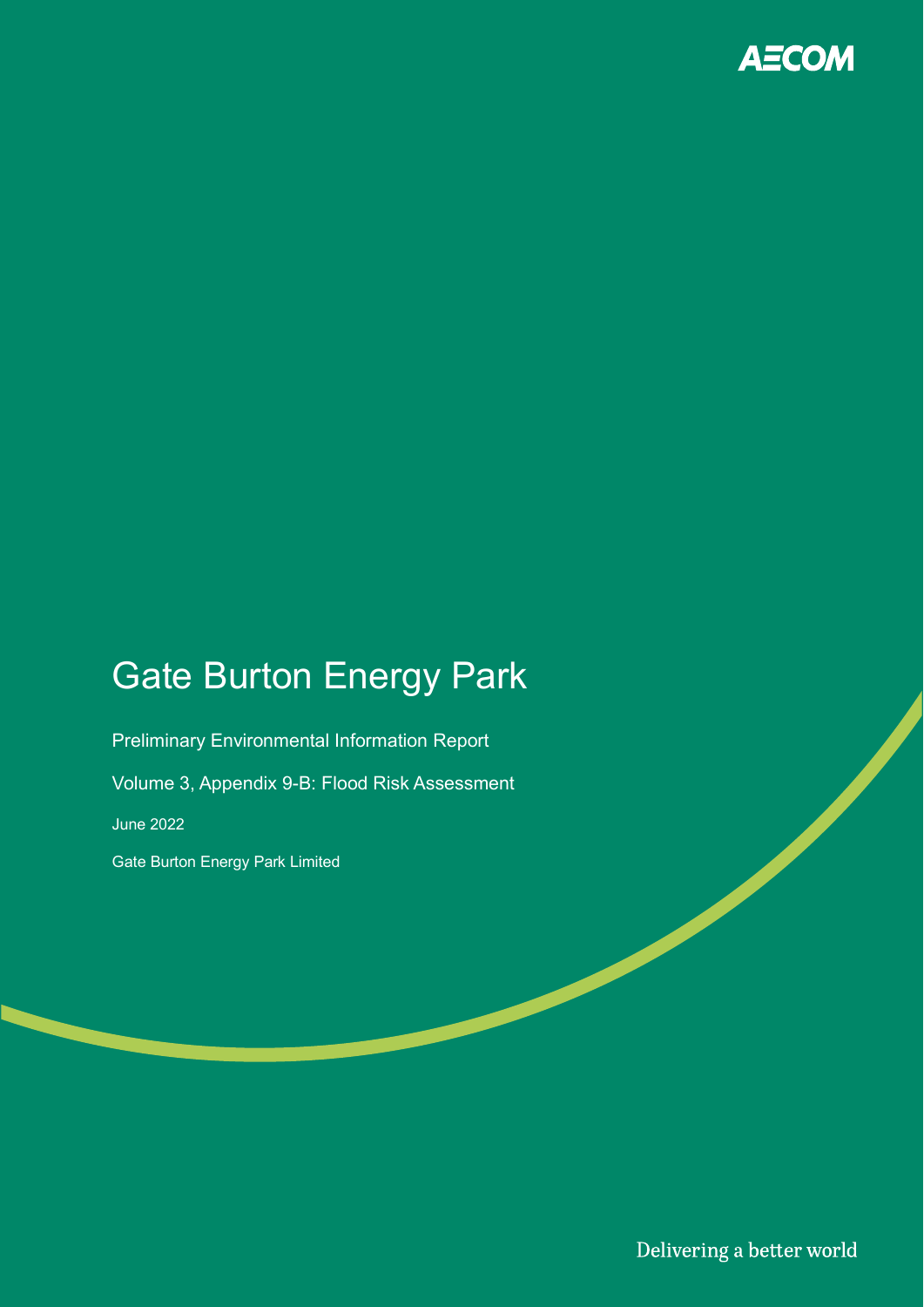AECOM

# Gate Burton Energy Park

Preliminary Environmental Information Report

Volume 3, Appendix 9-B: Flood Risk Assessment

June 2022

Gate Burton Energy Park Limited

Delivering a better world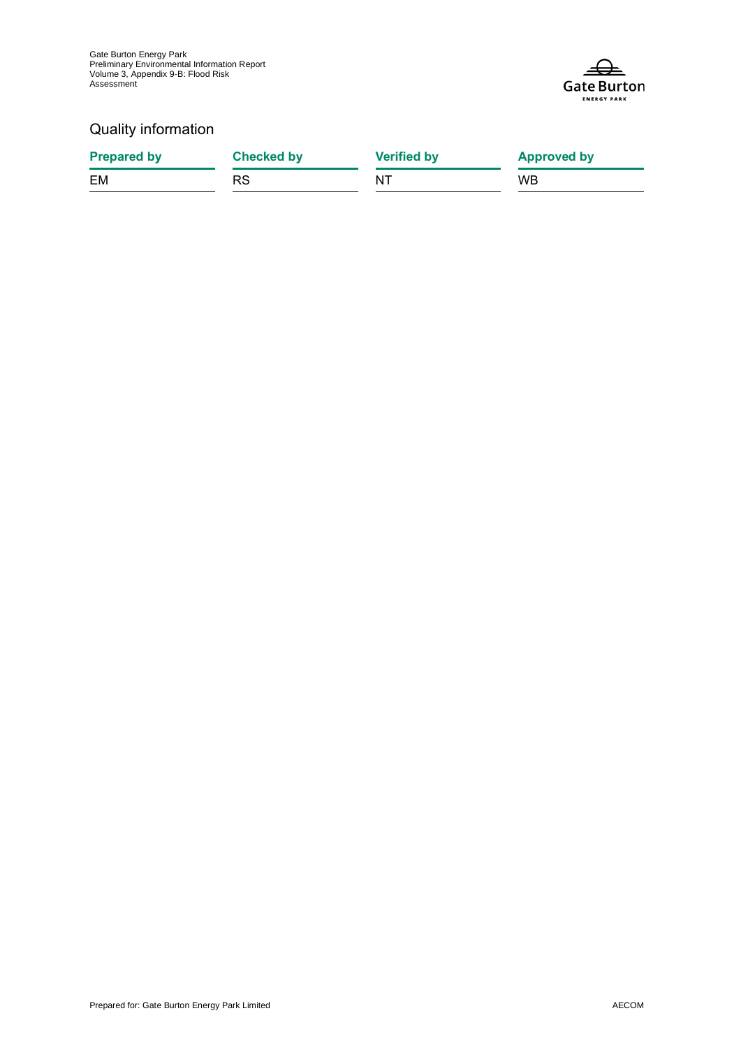## Quality information

| Prepared by | Checked by | Verified by | Approved by |
| --- | --- | --- | --- |
| EM | RS | NT | WB |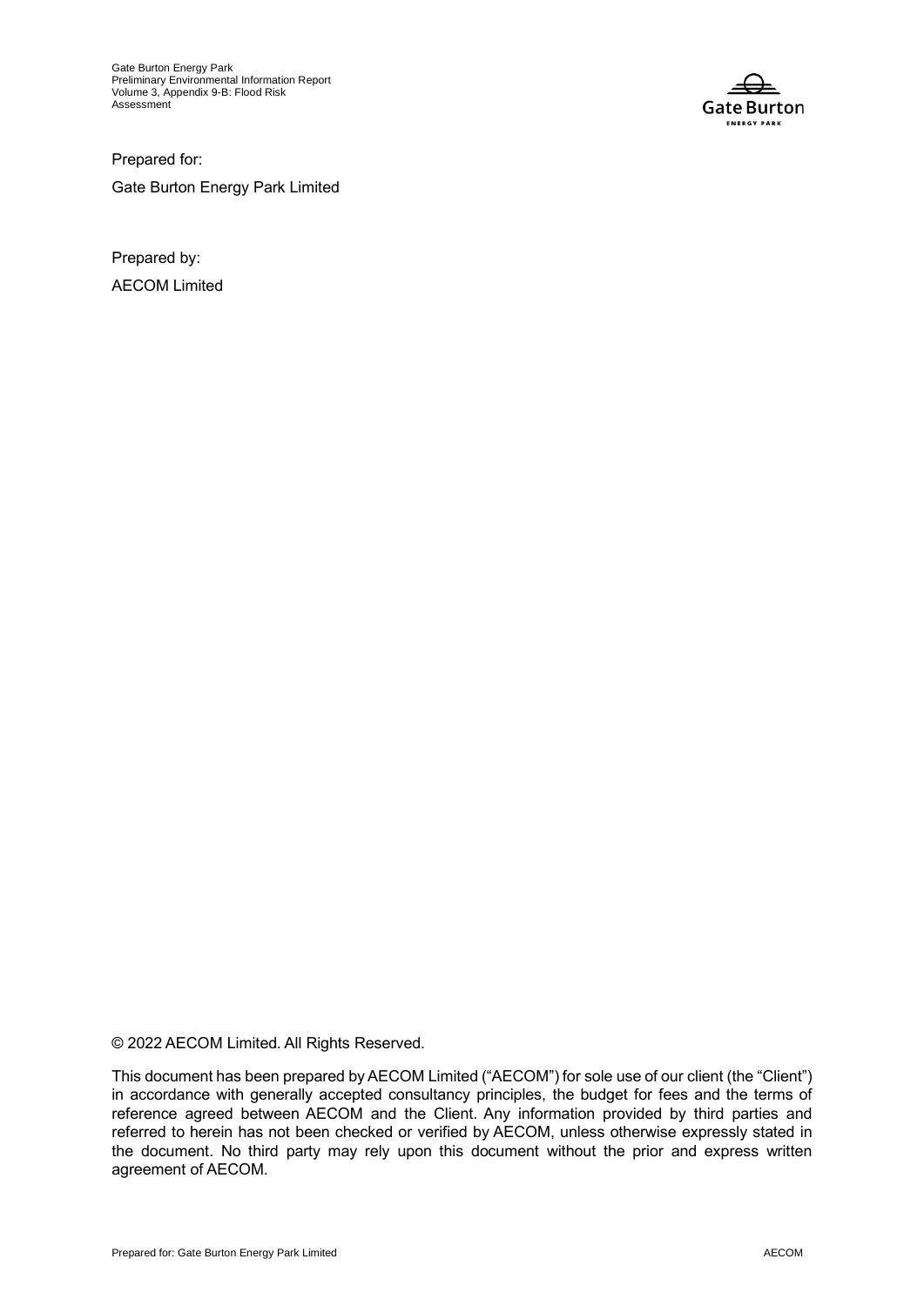Prepared for:

Gate Burton Energy Park Limited

Prepared by:

AECOM Limited

© 2022 AECOM Limited. All Rights Reserved.

This document has been prepared by AECOM Limited ("AECOM") for sole use of our client (the "Client") in accordance with generally accepted consultancy principles, the budget for fees and the terms of reference agreed between AECOM and the Client. Any information provided by third parties and referred to herein has not been checked or verified by AECOM, unless otherwise expressly stated in the document. No third party may rely upon this document without the prior and express written agreement of AECOM.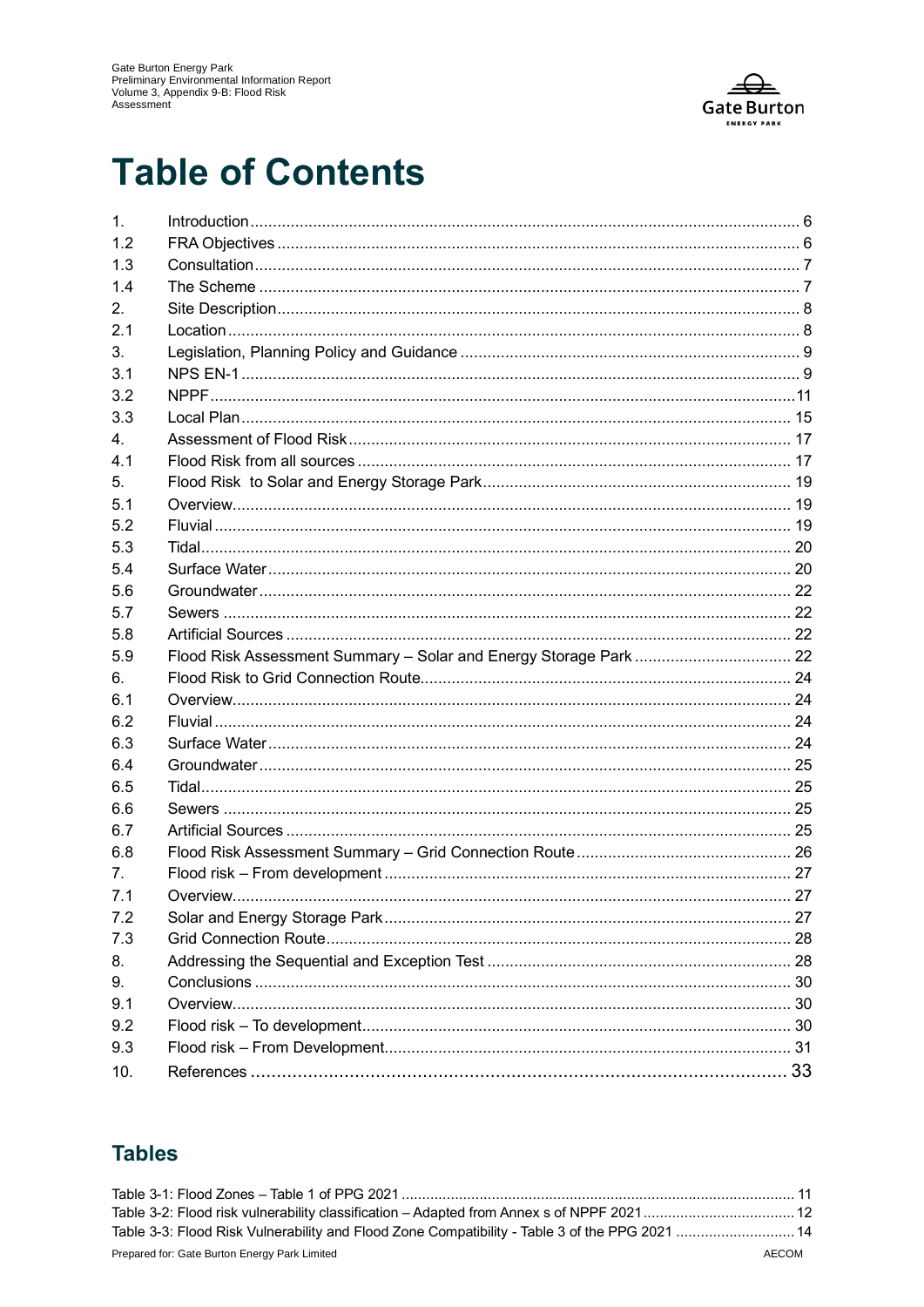# Table of Contents

| | | |
|---|---|---|
| 1. | Introduction | 6 |
| 1.2 | FRA Objectives | 6 |
| 1.3 | Consultation | 7 |
| 1.4 | The Scheme | 7 |
| 2. | Site Description | 8 |
| 2.1 | Location | 8 |
| 3. | Legislation, Planning Policy and Guidance | 9 |
| 3.1 | NPS EN-1 | 9 |
| 3.2 | NPPF | 11 |
| 3.3 | Local Plan | 15 |
| 4. | Assessment of Flood Risk | 17 |
| 4.1 | Flood Risk from all sources | 17 |
| 5. | Flood Risk  to Solar and Energy Storage Park | 19 |
| 5.1 | Overview | 19 |
| 5.2 | Fluvial | 19 |
| 5.3 | Tidal | 20 |
| 5.4 | Surface Water | 20 |
| 5.6 | Groundwater | 22 |
| 5.7 | Sewers | 22 |
| 5.8 | Artificial Sources | 22 |
| 5.9 | Flood Risk Assessment Summary – Solar and Energy Storage Park | 22 |
| 6. | Flood Risk to Grid Connection Route | 24 |
| 6.1 | Overview | 24 |
| 6.2 | Fluvial | 24 |
| 6.3 | Surface Water | 24 |
| 6.4 | Groundwater | 25 |
| 6.5 | Tidal | 25 |
| 6.6 | Sewers | 25 |
| 6.7 | Artificial Sources | 25 |
| 6.8 | Flood Risk Assessment Summary – Grid Connection Route | 26 |
| 7. | Flood risk – From development | 27 |
| 7.1 | Overview | 27 |
| 7.2 | Solar and Energy Storage Park | 27 |
| 7.3 | Grid Connection Route | 28 |
| 8. | Addressing the Sequential and Exception Test | 28 |
| 9. | Conclusions | 30 |
| 9.1 | Overview | 30 |
| 9.2 | Flood risk – To development | 30 |
| 9.3 | Flood risk – From Development | 31 |
| 10. | References | 33 |

## Tables

Table 3-1: Flood Zones – Table 1 of PPG 2021 ........ 11

Table 3-2: Flood risk vulnerability classification – Adapted from Annex s of NPPF 2021 ........ 12

Table 3-3: Flood Risk Vulnerability and Flood Zone Compatibility - Table 3 of the PPG 2021 ........ 14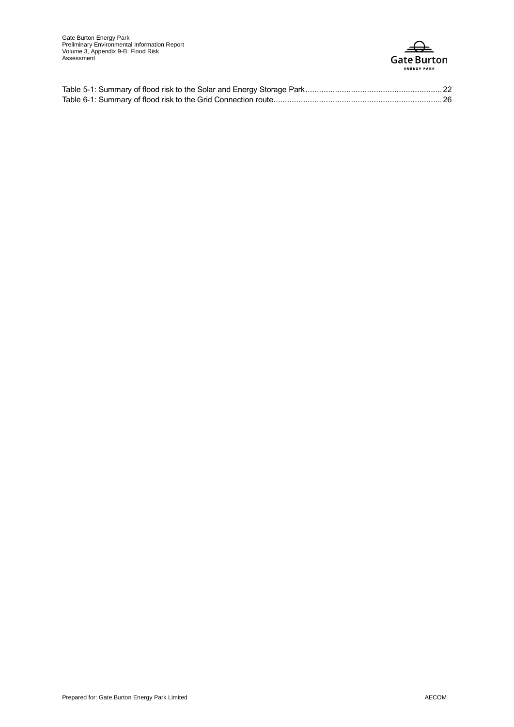Table 5-1: Summary of flood risk to the Solar and Energy Storage Park............................................................22
Table 6-1: Summary of flood risk to the Grid Connection route..........................................................................26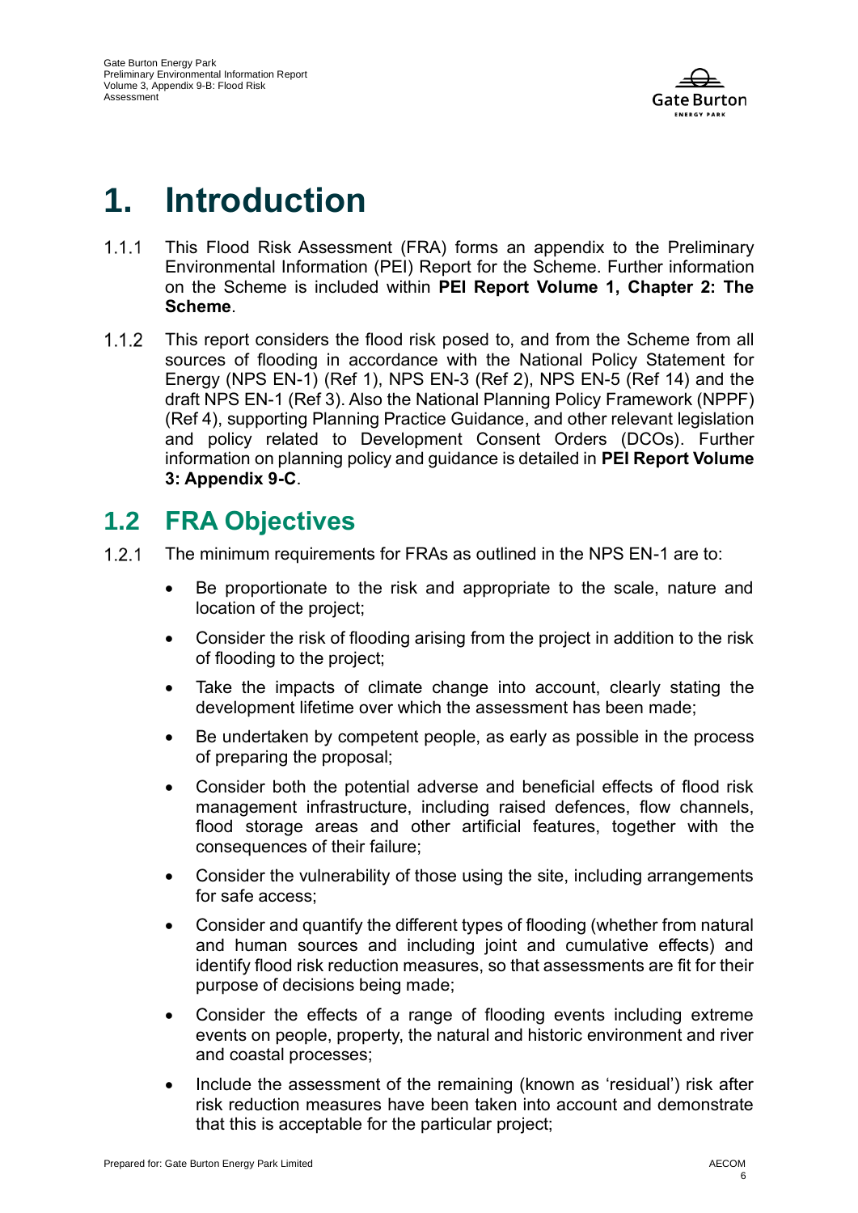# 1. Introduction

1.1.1 This Flood Risk Assessment (FRA) forms an appendix to the Preliminary Environmental Information (PEI) Report for the Scheme. Further information on the Scheme is included within **PEI Report Volume 1, Chapter 2: The Scheme**.

1.1.2 This report considers the flood risk posed to, and from the Scheme from all sources of flooding in accordance with the National Policy Statement for Energy (NPS EN-1) (Ref 1), NPS EN-3 (Ref 2), NPS EN-5 (Ref 14) and the draft NPS EN-1 (Ref 3). Also the National Planning Policy Framework (NPPF) (Ref 4), supporting Planning Practice Guidance, and other relevant legislation and policy related to Development Consent Orders (DCOs). Further information on planning policy and guidance is detailed in **PEI Report Volume 3: Appendix 9-C**.

## 1.2 FRA Objectives

1.2.1 The minimum requirements for FRAs as outlined in the NPS EN-1 are to:

- Be proportionate to the risk and appropriate to the scale, nature and location of the project;
- Consider the risk of flooding arising from the project in addition to the risk of flooding to the project;
- Take the impacts of climate change into account, clearly stating the development lifetime over which the assessment has been made;
- Be undertaken by competent people, as early as possible in the process of preparing the proposal;
- Consider both the potential adverse and beneficial effects of flood risk management infrastructure, including raised defences, flow channels, flood storage areas and other artificial features, together with the consequences of their failure;
- Consider the vulnerability of those using the site, including arrangements for safe access;
- Consider and quantify the different types of flooding (whether from natural and human sources and including joint and cumulative effects) and identify flood risk reduction measures, so that assessments are fit for their purpose of decisions being made;
- Consider the effects of a range of flooding events including extreme events on people, property, the natural and historic environment and river and coastal processes;
- Include the assessment of the remaining (known as 'residual') risk after risk reduction measures have been taken into account and demonstrate that this is acceptable for the particular project;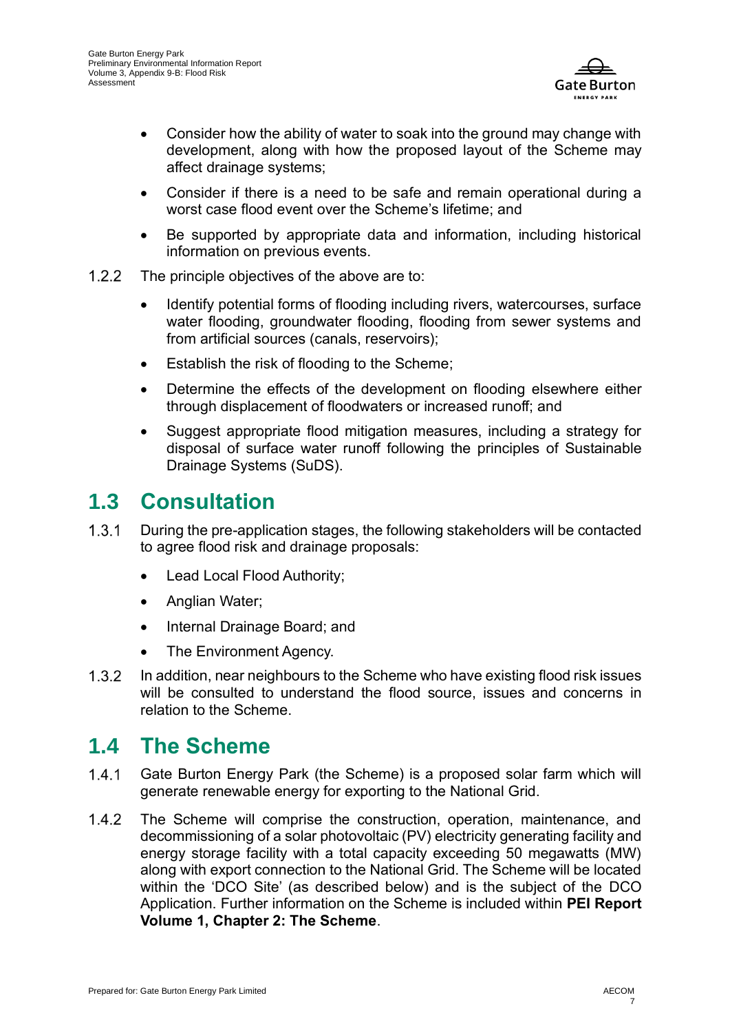- Consider how the ability of water to soak into the ground may change with development, along with how the proposed layout of the Scheme may affect drainage systems;
- Consider if there is a need to be safe and remain operational during a worst case flood event over the Scheme's lifetime; and
- Be supported by appropriate data and information, including historical information on previous events.

1.2.2 The principle objectives of the above are to:

- Identify potential forms of flooding including rivers, watercourses, surface water flooding, groundwater flooding, flooding from sewer systems and from artificial sources (canals, reservoirs);
- Establish the risk of flooding to the Scheme;
- Determine the effects of the development on flooding elsewhere either through displacement of floodwaters or increased runoff; and
- Suggest appropriate flood mitigation measures, including a strategy for disposal of surface water runoff following the principles of Sustainable Drainage Systems (SuDS).

## 1.3 Consultation

1.3.1 During the pre-application stages, the following stakeholders will be contacted to agree flood risk and drainage proposals:

- Lead Local Flood Authority;
- Anglian Water;
- Internal Drainage Board; and
- The Environment Agency.

1.3.2 In addition, near neighbours to the Scheme who have existing flood risk issues will be consulted to understand the flood source, issues and concerns in relation to the Scheme.

## 1.4 The Scheme

1.4.1 Gate Burton Energy Park (the Scheme) is a proposed solar farm which will generate renewable energy for exporting to the National Grid.

1.4.2 The Scheme will comprise the construction, operation, maintenance, and decommissioning of a solar photovoltaic (PV) electricity generating facility and energy storage facility with a total capacity exceeding 50 megawatts (MW) along with export connection to the National Grid. The Scheme will be located within the 'DCO Site' (as described below) and is the subject of the DCO Application. Further information on the Scheme is included within **PEI Report Volume 1, Chapter 2: The Scheme**.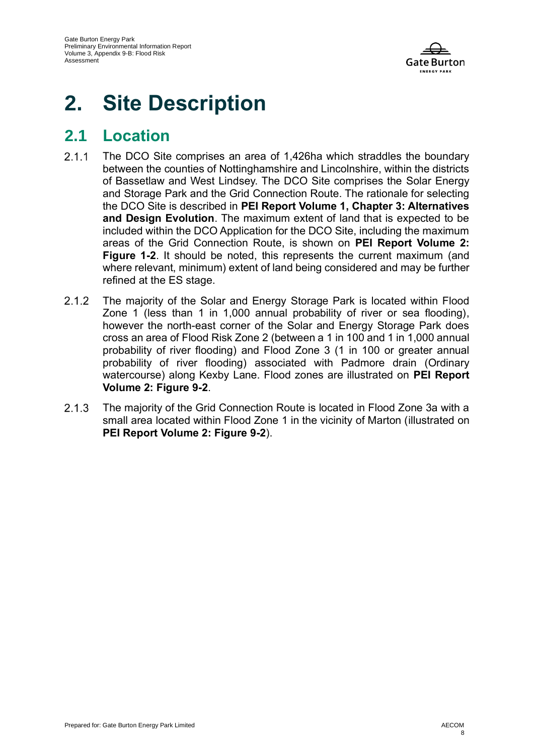# 2. Site Description

## 2.1 Location

2.1.1 The DCO Site comprises an area of 1,426ha which straddles the boundary between the counties of Nottinghamshire and Lincolnshire, within the districts of Bassetlaw and West Lindsey. The DCO Site comprises the Solar Energy and Storage Park and the Grid Connection Route. The rationale for selecting the DCO Site is described in **PEI Report Volume 1, Chapter 3: Alternatives and Design Evolution**. The maximum extent of land that is expected to be included within the DCO Application for the DCO Site, including the maximum areas of the Grid Connection Route, is shown on **PEI Report Volume 2: Figure 1-2**. It should be noted, this represents the current maximum (and where relevant, minimum) extent of land being considered and may be further refined at the ES stage.

2.1.2 The majority of the Solar and Energy Storage Park is located within Flood Zone 1 (less than 1 in 1,000 annual probability of river or sea flooding), however the north-east corner of the Solar and Energy Storage Park does cross an area of Flood Risk Zone 2 (between a 1 in 100 and 1 in 1,000 annual probability of river flooding) and Flood Zone 3 (1 in 100 or greater annual probability of river flooding) associated with Padmore drain (Ordinary watercourse) along Kexby Lane. Flood zones are illustrated on **PEI Report Volume 2: Figure 9-2**.

2.1.3 The majority of the Grid Connection Route is located in Flood Zone 3a with a small area located within Flood Zone 1 in the vicinity of Marton (illustrated on **PEI Report Volume 2: Figure 9-2**).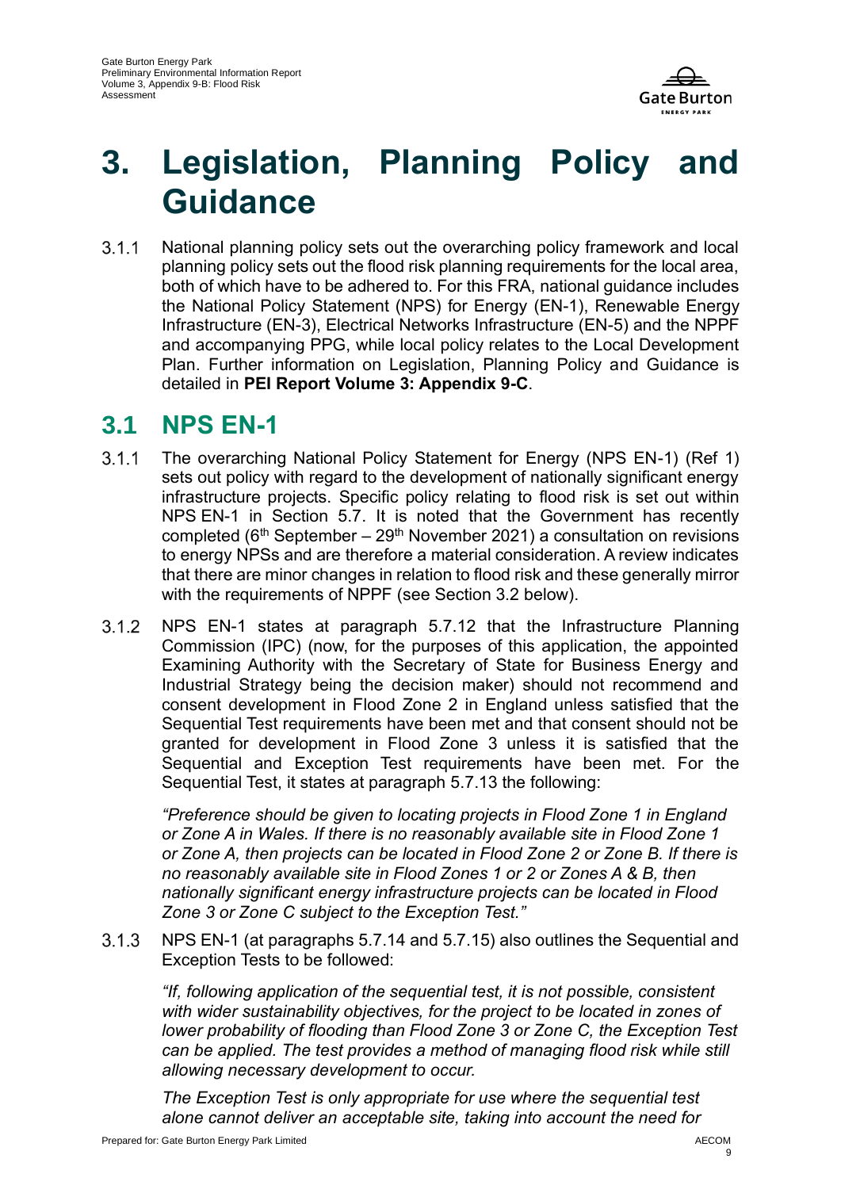# 3. Legislation, Planning Policy and Guidance

3.1.1 National planning policy sets out the overarching policy framework and local planning policy sets out the flood risk planning requirements for the local area, both of which have to be adhered to. For this FRA, national guidance includes the National Policy Statement (NPS) for Energy (EN-1), Renewable Energy Infrastructure (EN-3), Electrical Networks Infrastructure (EN-5) and the NPPF and accompanying PPG, while local policy relates to the Local Development Plan. Further information on Legislation, Planning Policy and Guidance is detailed in **PEI Report Volume 3: Appendix 9-C**.

## 3.1 NPS EN-1

3.1.1 The overarching National Policy Statement for Energy (NPS EN-1) (Ref 1) sets out policy with regard to the development of nationally significant energy infrastructure projects. Specific policy relating to flood risk is set out within NPS EN-1 in Section 5.7. It is noted that the Government has recently completed (6th September – 29th November 2021) a consultation on revisions to energy NPSs and are therefore a material consideration. A review indicates that there are minor changes in relation to flood risk and these generally mirror with the requirements of NPPF (see Section 3.2 below).

3.1.2 NPS EN-1 states at paragraph 5.7.12 that the Infrastructure Planning Commission (IPC) (now, for the purposes of this application, the appointed Examining Authority with the Secretary of State for Business Energy and Industrial Strategy being the decision maker) should not recommend and consent development in Flood Zone 2 in England unless satisfied that the Sequential Test requirements have been met and that consent should not be granted for development in Flood Zone 3 unless it is satisfied that the Sequential and Exception Test requirements have been met. For the Sequential Test, it states at paragraph 5.7.13 the following:

> *"Preference should be given to locating projects in Flood Zone 1 in England or Zone A in Wales. If there is no reasonably available site in Flood Zone 1 or Zone A, then projects can be located in Flood Zone 2 or Zone B. If there is no reasonably available site in Flood Zones 1 or 2 or Zones A & B, then nationally significant energy infrastructure projects can be located in Flood Zone 3 or Zone C subject to the Exception Test."*

3.1.3 NPS EN-1 (at paragraphs 5.7.14 and 5.7.15) also outlines the Sequential and Exception Tests to be followed:

> *"If, following application of the sequential test, it is not possible, consistent with wider sustainability objectives, for the project to be located in zones of lower probability of flooding than Flood Zone 3 or Zone C, the Exception Test can be applied. The test provides a method of managing flood risk while still allowing necessary development to occur.*
>
> *The Exception Test is only appropriate for use where the sequential test alone cannot deliver an acceptable site, taking into account the need for*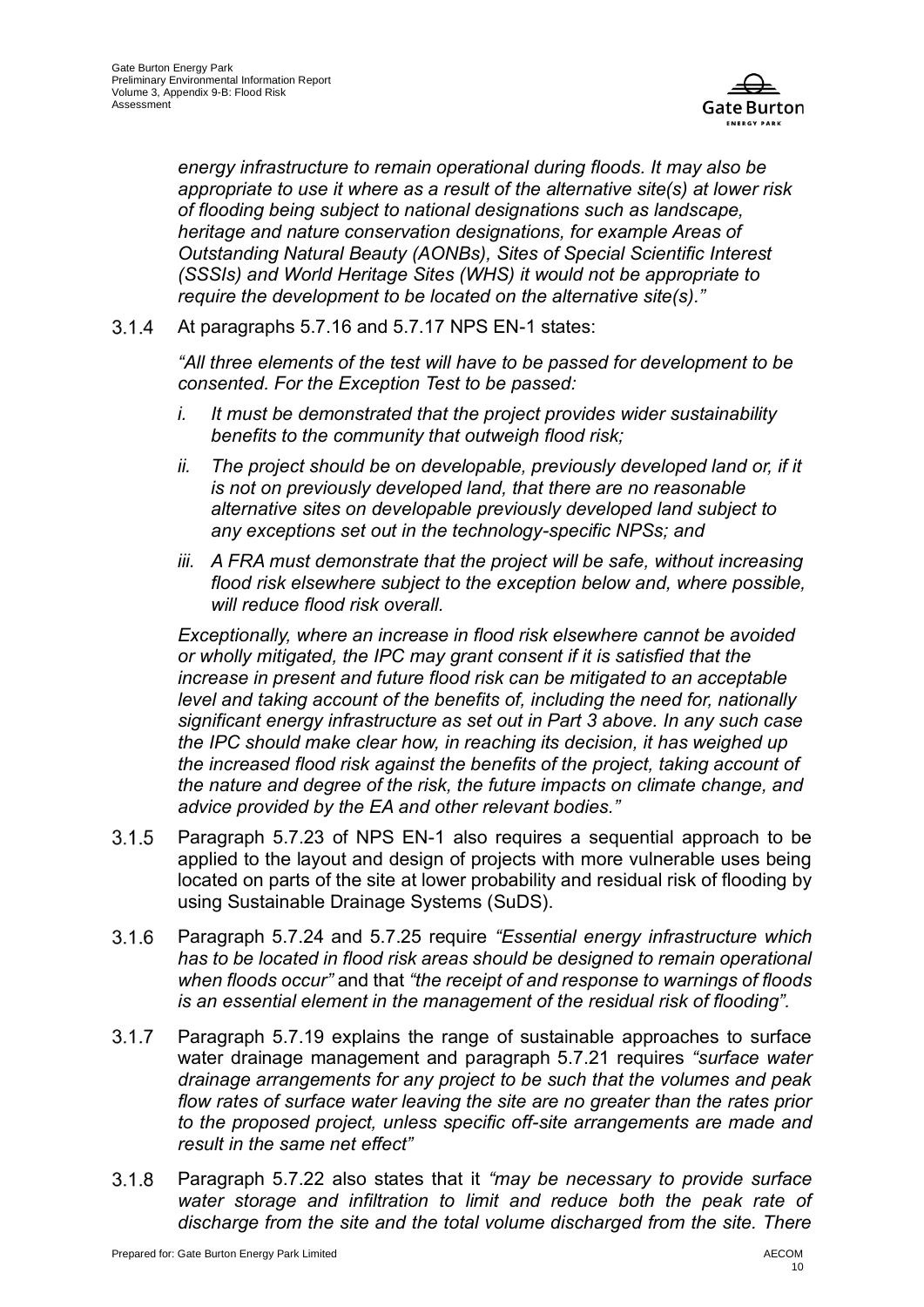*energy infrastructure to remain operational during floods. It may also be appropriate to use it where as a result of the alternative site(s) at lower risk of flooding being subject to national designations such as landscape, heritage and nature conservation designations, for example Areas of Outstanding Natural Beauty (AONBs), Sites of Special Scientific Interest (SSSIs) and World Heritage Sites (WHS) it would not be appropriate to require the development to be located on the alternative site(s)."*

3.1.4 At paragraphs 5.7.16 and 5.7.17 NPS EN-1 states:

*"All three elements of the test will have to be passed for development to be consented. For the Exception Test to be passed:*

*i. It must be demonstrated that the project provides wider sustainability benefits to the community that outweigh flood risk;*

*ii. The project should be on developable, previously developed land or, if it is not on previously developed land, that there are no reasonable alternative sites on developable previously developed land subject to any exceptions set out in the technology-specific NPSs; and*

*iii. A FRA must demonstrate that the project will be safe, without increasing flood risk elsewhere subject to the exception below and, where possible, will reduce flood risk overall.*

*Exceptionally, where an increase in flood risk elsewhere cannot be avoided or wholly mitigated, the IPC may grant consent if it is satisfied that the increase in present and future flood risk can be mitigated to an acceptable level and taking account of the benefits of, including the need for, nationally significant energy infrastructure as set out in Part 3 above. In any such case the IPC should make clear how, in reaching its decision, it has weighed up the increased flood risk against the benefits of the project, taking account of the nature and degree of the risk, the future impacts on climate change, and advice provided by the EA and other relevant bodies."*

3.1.5 Paragraph 5.7.23 of NPS EN-1 also requires a sequential approach to be applied to the layout and design of projects with more vulnerable uses being located on parts of the site at lower probability and residual risk of flooding by using Sustainable Drainage Systems (SuDS).

3.1.6 Paragraph 5.7.24 and 5.7.25 require *"Essential energy infrastructure which has to be located in flood risk areas should be designed to remain operational when floods occur"* and that *"the receipt of and response to warnings of floods is an essential element in the management of the residual risk of flooding".*

3.1.7 Paragraph 5.7.19 explains the range of sustainable approaches to surface water drainage management and paragraph 5.7.21 requires *"surface water drainage arrangements for any project to be such that the volumes and peak flow rates of surface water leaving the site are no greater than the rates prior to the proposed project, unless specific off-site arrangements are made and result in the same net effect"*

3.1.8 Paragraph 5.7.22 also states that it *"may be necessary to provide surface water storage and infiltration to limit and reduce both the peak rate of discharge from the site and the total volume discharged from the site. There*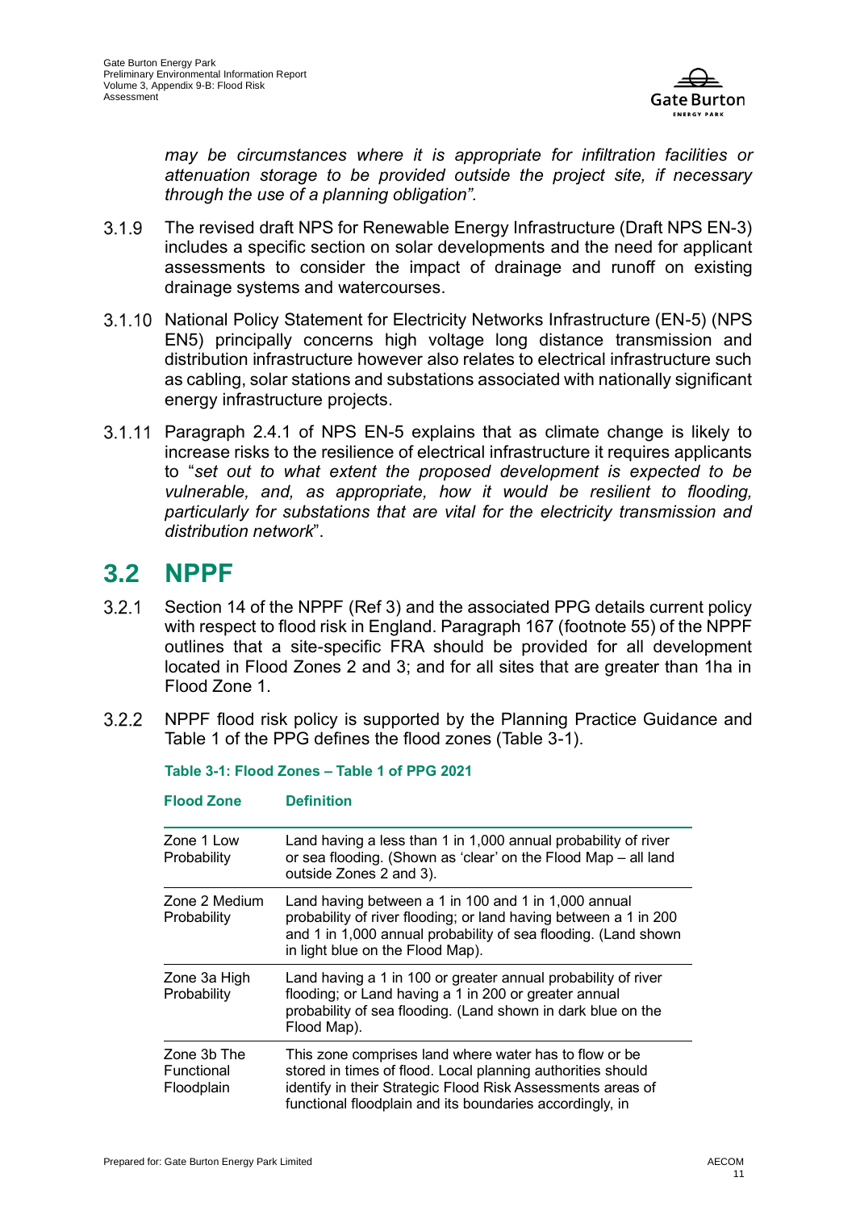*may be circumstances where it is appropriate for infiltration facilities or attenuation storage to be provided outside the project site, if necessary through the use of a planning obligation".*

3.1.9 The revised draft NPS for Renewable Energy Infrastructure (Draft NPS EN-3) includes a specific section on solar developments and the need for applicant assessments to consider the impact of drainage and runoff on existing drainage systems and watercourses.

3.1.10 National Policy Statement for Electricity Networks Infrastructure (EN-5) (NPS EN5) principally concerns high voltage long distance transmission and distribution infrastructure however also relates to electrical infrastructure such as cabling, solar stations and substations associated with nationally significant energy infrastructure projects.

3.1.11 Paragraph 2.4.1 of NPS EN-5 explains that as climate change is likely to increase risks to the resilience of electrical infrastructure it requires applicants to "*set out to what extent the proposed development is expected to be vulnerable, and, as appropriate, how it would be resilient to flooding, particularly for substations that are vital for the electricity transmission and distribution network*".

## 3.2 NPPF

3.2.1 Section 14 of the NPPF (Ref 3) and the associated PPG details current policy with respect to flood risk in England. Paragraph 167 (footnote 55) of the NPPF outlines that a site-specific FRA should be provided for all development located in Flood Zones 2 and 3; and for all sites that are greater than 1ha in Flood Zone 1.

3.2.2 NPPF flood risk policy is supported by the Planning Practice Guidance and Table 1 of the PPG defines the flood zones (Table 3-1).

**Table 3-1: Flood Zones – Table 1 of PPG 2021**

| Flood Zone | Definition |
|---|---|
| Zone 1 Low Probability | Land having a less than 1 in 1,000 annual probability of river or sea flooding. (Shown as 'clear' on the Flood Map – all land outside Zones 2 and 3). |
| Zone 2 Medium Probability | Land having between a 1 in 100 and 1 in 1,000 annual probability of river flooding; or land having between a 1 in 200 and 1 in 1,000 annual probability of sea flooding. (Land shown in light blue on the Flood Map). |
| Zone 3a High Probability | Land having a 1 in 100 or greater annual probability of river flooding; or Land having a 1 in 200 or greater annual probability of sea flooding. (Land shown in dark blue on the Flood Map). |
| Zone 3b The Functional Floodplain | This zone comprises land where water has to flow or be stored in times of flood. Local planning authorities should identify in their Strategic Flood Risk Assessments areas of functional floodplain and its boundaries accordingly, in |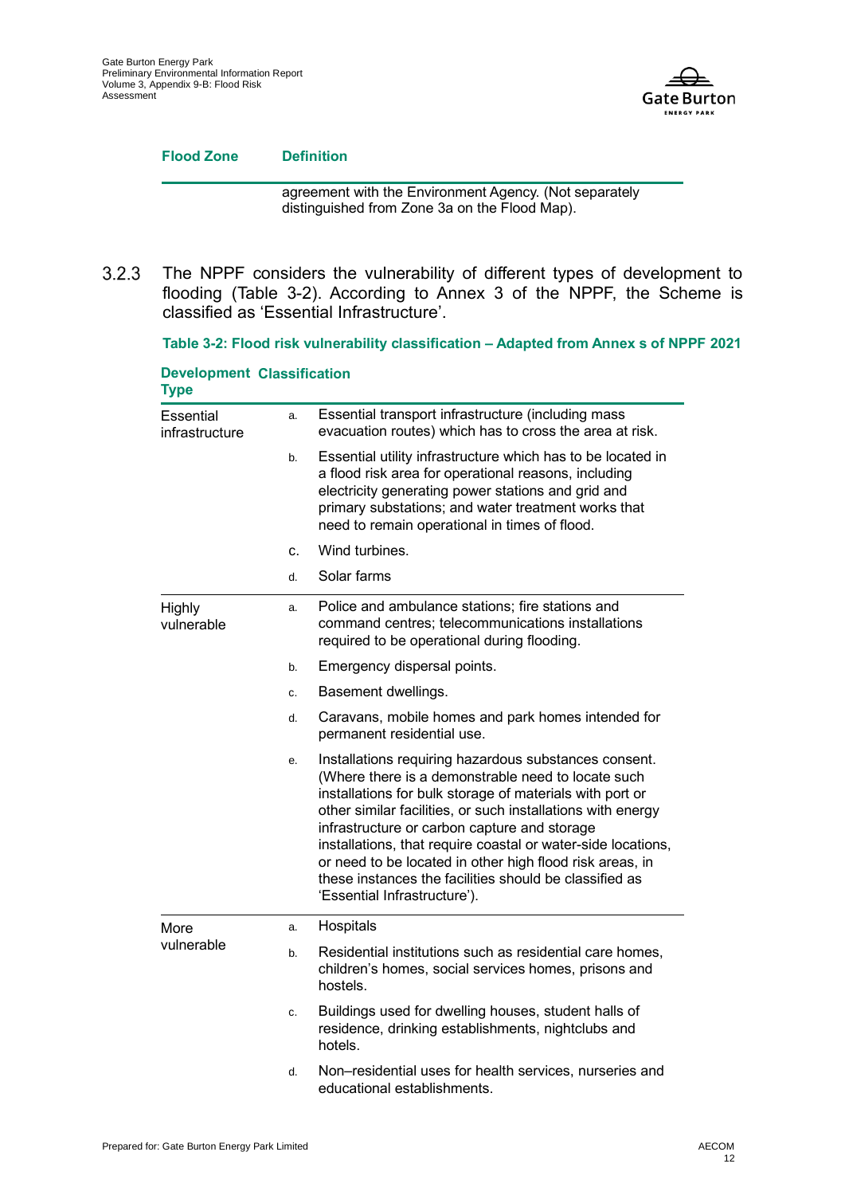| Flood Zone | Definition |
|---|---|
| | agreement with the Environment Agency. (Not separately distinguished from Zone 3a on the Flood Map). |

3.2.3 The NPPF considers the vulnerability of different types of development to flooding (Table 3-2). According to Annex 3 of the NPPF, the Scheme is classified as 'Essential Infrastructure'.

**Table 3-2: Flood risk vulnerability classification – Adapted from Annex s of NPPF 2021**

| Development Type | Classification | |
|---|---|---|
| Essential infrastructure | a. | Essential transport infrastructure (including mass evacuation routes) which has to cross the area at risk. |
| | b. | Essential utility infrastructure which has to be located in a flood risk area for operational reasons, including electricity generating power stations and grid and primary substations; and water treatment works that need to remain operational in times of flood. |
| | c. | Wind turbines. |
| | d. | Solar farms |
| Highly vulnerable | a. | Police and ambulance stations; fire stations and command centres; telecommunications installations required to be operational during flooding. |
| | b. | Emergency dispersal points. |
| | c. | Basement dwellings. |
| | d. | Caravans, mobile homes and park homes intended for permanent residential use. |
| | e. | Installations requiring hazardous substances consent. (Where there is a demonstrable need to locate such installations for bulk storage of materials with port or other similar facilities, or such installations with energy infrastructure or carbon capture and storage installations, that require coastal or water-side locations, or need to be located in other high flood risk areas, in these instances the facilities should be classified as 'Essential Infrastructure'). |
| More vulnerable | a. | Hospitals |
| | b. | Residential institutions such as residential care homes, children's homes, social services homes, prisons and hostels. |
| | c. | Buildings used for dwelling houses, student halls of residence, drinking establishments, nightclubs and hotels. |
| | d. | Non–residential uses for health services, nurseries and educational establishments. |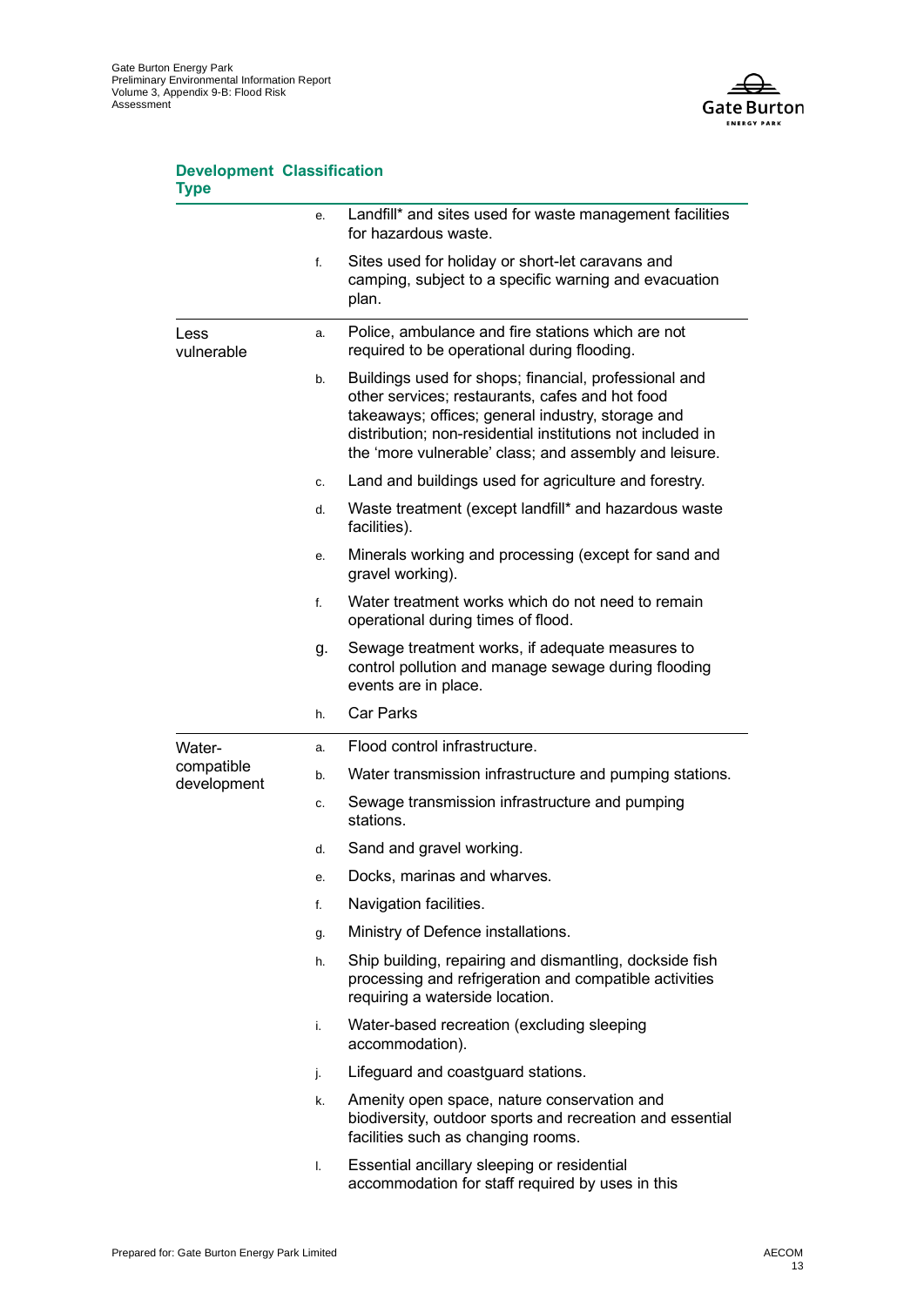| Development Type | | Classification |
| --- | --- | --- |
| | e. | Landfill* and sites used for waste management facilities for hazardous waste. |
| | f. | Sites used for holiday or short-let caravans and camping, subject to a specific warning and evacuation plan. |
| Less vulnerable | a. | Police, ambulance and fire stations which are not required to be operational during flooding. |
| | b. | Buildings used for shops; financial, professional and other services; restaurants, cafes and hot food takeaways; offices; general industry, storage and distribution; non-residential institutions not included in the 'more vulnerable' class; and assembly and leisure. |
| | c. | Land and buildings used for agriculture and forestry. |
| | d. | Waste treatment (except landfill* and hazardous waste facilities). |
| | e. | Minerals working and processing (except for sand and gravel working). |
| | f. | Water treatment works which do not need to remain operational during times of flood. |
| | g. | Sewage treatment works, if adequate measures to control pollution and manage sewage during flooding events are in place. |
| | h. | Car Parks |
| Water-compatible development | a. | Flood control infrastructure. |
| | b. | Water transmission infrastructure and pumping stations. |
| | c. | Sewage transmission infrastructure and pumping stations. |
| | d. | Sand and gravel working. |
| | e. | Docks, marinas and wharves. |
| | f. | Navigation facilities. |
| | g. | Ministry of Defence installations. |
| | h. | Ship building, repairing and dismantling, dockside fish processing and refrigeration and compatible activities requiring a waterside location. |
| | i. | Water-based recreation (excluding sleeping accommodation). |
| | j. | Lifeguard and coastguard stations. |
| | k. | Amenity open space, nature conservation and biodiversity, outdoor sports and recreation and essential facilities such as changing rooms. |
| | l. | Essential ancillary sleeping or residential accommodation for staff required by uses in this |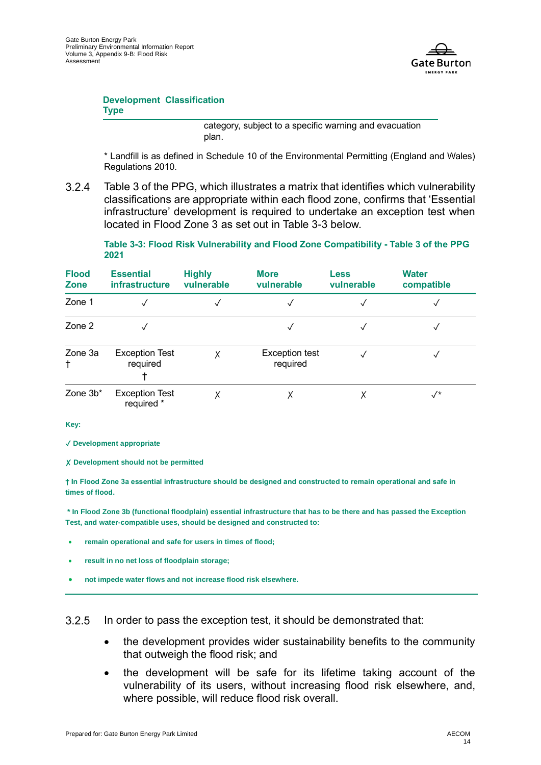| Development Type | Classification |
|---|---|
| | category, subject to a specific warning and evacuation plan. |

\* Landfill is as defined in Schedule 10 of the Environmental Permitting (England and Wales) Regulations 2010.

3.2.4 Table 3 of the PPG, which illustrates a matrix that identifies which vulnerability classifications are appropriate within each flood zone, confirms that 'Essential infrastructure' development is required to undertake an exception test when located in Flood Zone 3 as set out in Table 3-3 below.

**Table 3-3: Flood Risk Vulnerability and Flood Zone Compatibility - Table 3 of the PPG 2021**

| Flood Zone | Essential infrastructure | Highly vulnerable | More vulnerable | Less vulnerable | Water compatible |
|---|---|---|---|---|---|
| Zone 1 | ✓ | ✓ | ✓ | ✓ | ✓ |
| Zone 2 | ✓ | | ✓ | ✓ | ✓ |
| Zone 3a † | Exception Test required † | ✗ | Exception test required | ✓ | ✓ |
| Zone 3b* | Exception Test required * | ✗ | ✗ | ✗ | ✓* |

**Key:**

**✓ Development appropriate**

**✗ Development should not be permitted**

**† In Flood Zone 3a essential infrastructure should be designed and constructed to remain operational and safe in times of flood.**

**\* In Flood Zone 3b (functional floodplain) essential infrastructure that has to be there and has passed the Exception Test, and water-compatible uses, should be designed and constructed to:**

- **remain operational and safe for users in times of flood;**
- **result in no net loss of floodplain storage;**
- **not impede water flows and not increase flood risk elsewhere.**

3.2.5 In order to pass the exception test, it should be demonstrated that:

- the development provides wider sustainability benefits to the community that outweigh the flood risk; and
- the development will be safe for its lifetime taking account of the vulnerability of its users, without increasing flood risk elsewhere, and, where possible, will reduce flood risk overall.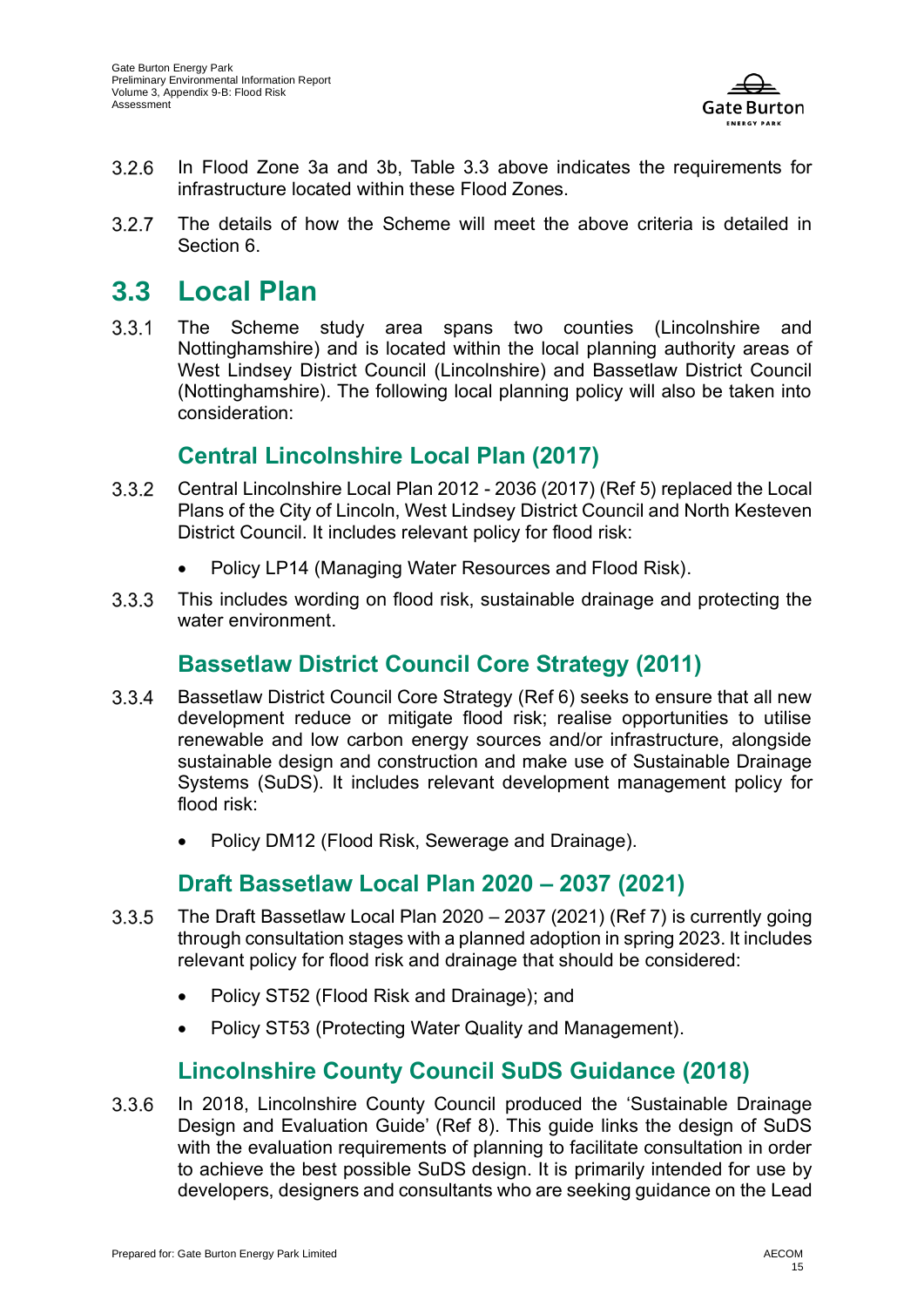3.2.6 In Flood Zone 3a and 3b, Table 3.3 above indicates the requirements for infrastructure located within these Flood Zones.

3.2.7 The details of how the Scheme will meet the above criteria is detailed in Section 6.

## 3.3 Local Plan

3.3.1 The Scheme study area spans two counties (Lincolnshire and Nottinghamshire) and is located within the local planning authority areas of West Lindsey District Council (Lincolnshire) and Bassetlaw District Council (Nottinghamshire). The following local planning policy will also be taken into consideration:

### Central Lincolnshire Local Plan (2017)

3.3.2 Central Lincolnshire Local Plan 2012 - 2036 (2017) (Ref 5) replaced the Local Plans of the City of Lincoln, West Lindsey District Council and North Kesteven District Council. It includes relevant policy for flood risk:

- Policy LP14 (Managing Water Resources and Flood Risk).

3.3.3 This includes wording on flood risk, sustainable drainage and protecting the water environment.

### Bassetlaw District Council Core Strategy (2011)

3.3.4 Bassetlaw District Council Core Strategy (Ref 6) seeks to ensure that all new development reduce or mitigate flood risk; realise opportunities to utilise renewable and low carbon energy sources and/or infrastructure, alongside sustainable design and construction and make use of Sustainable Drainage Systems (SuDS). It includes relevant development management policy for flood risk:

- Policy DM12 (Flood Risk, Sewerage and Drainage).

### Draft Bassetlaw Local Plan 2020 – 2037 (2021)

3.3.5 The Draft Bassetlaw Local Plan 2020 – 2037 (2021) (Ref 7) is currently going through consultation stages with a planned adoption in spring 2023. It includes relevant policy for flood risk and drainage that should be considered:

- Policy ST52 (Flood Risk and Drainage); and
- Policy ST53 (Protecting Water Quality and Management).

### Lincolnshire County Council SuDS Guidance (2018)

3.3.6 In 2018, Lincolnshire County Council produced the 'Sustainable Drainage Design and Evaluation Guide' (Ref 8). This guide links the design of SuDS with the evaluation requirements of planning to facilitate consultation in order to achieve the best possible SuDS design. It is primarily intended for use by developers, designers and consultants who are seeking guidance on the Lead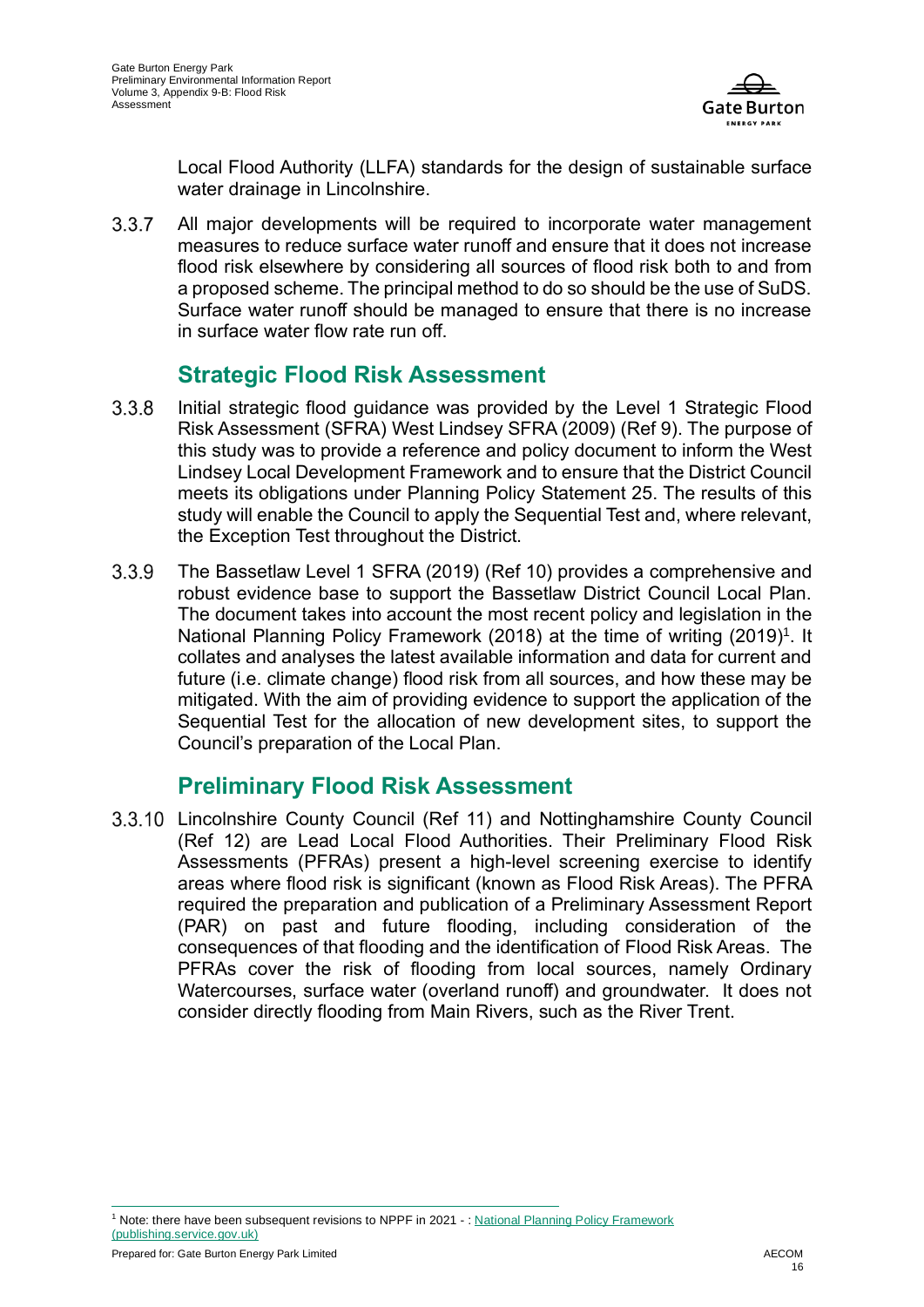Local Flood Authority (LLFA) standards for the design of sustainable surface water drainage in Lincolnshire.

3.3.7 All major developments will be required to incorporate water management measures to reduce surface water runoff and ensure that it does not increase flood risk elsewhere by considering all sources of flood risk both to and from a proposed scheme. The principal method to do so should be the use of SuDS. Surface water runoff should be managed to ensure that there is no increase in surface water flow rate run off.

## Strategic Flood Risk Assessment

3.3.8 Initial strategic flood guidance was provided by the Level 1 Strategic Flood Risk Assessment (SFRA) West Lindsey SFRA (2009) (Ref 9). The purpose of this study was to provide a reference and policy document to inform the West Lindsey Local Development Framework and to ensure that the District Council meets its obligations under Planning Policy Statement 25. The results of this study will enable the Council to apply the Sequential Test and, where relevant, the Exception Test throughout the District.

3.3.9 The Bassetlaw Level 1 SFRA (2019) (Ref 10) provides a comprehensive and robust evidence base to support the Bassetlaw District Council Local Plan. The document takes into account the most recent policy and legislation in the National Planning Policy Framework (2018) at the time of writing (2019)[1]. It collates and analyses the latest available information and data for current and future (i.e. climate change) flood risk from all sources, and how these may be mitigated. With the aim of providing evidence to support the application of the Sequential Test for the allocation of new development sites, to support the Council's preparation of the Local Plan.

## Preliminary Flood Risk Assessment

3.3.10 Lincolnshire County Council (Ref 11) and Nottinghamshire County Council (Ref 12) are Lead Local Flood Authorities. Their Preliminary Flood Risk Assessments (PFRAs) present a high-level screening exercise to identify areas where flood risk is significant (known as Flood Risk Areas). The PFRA required the preparation and publication of a Preliminary Assessment Report (PAR) on past and future flooding, including consideration of the consequences of that flooding and the identification of Flood Risk Areas. The PFRAs cover the risk of flooding from local sources, namely Ordinary Watercourses, surface water (overland runoff) and groundwater. It does not consider directly flooding from Main Rivers, such as the River Trent.

---

[1] Note: there have been subsequent revisions to NPPF in 2021 - : National Planning Policy Framework (publishing.service.gov.uk)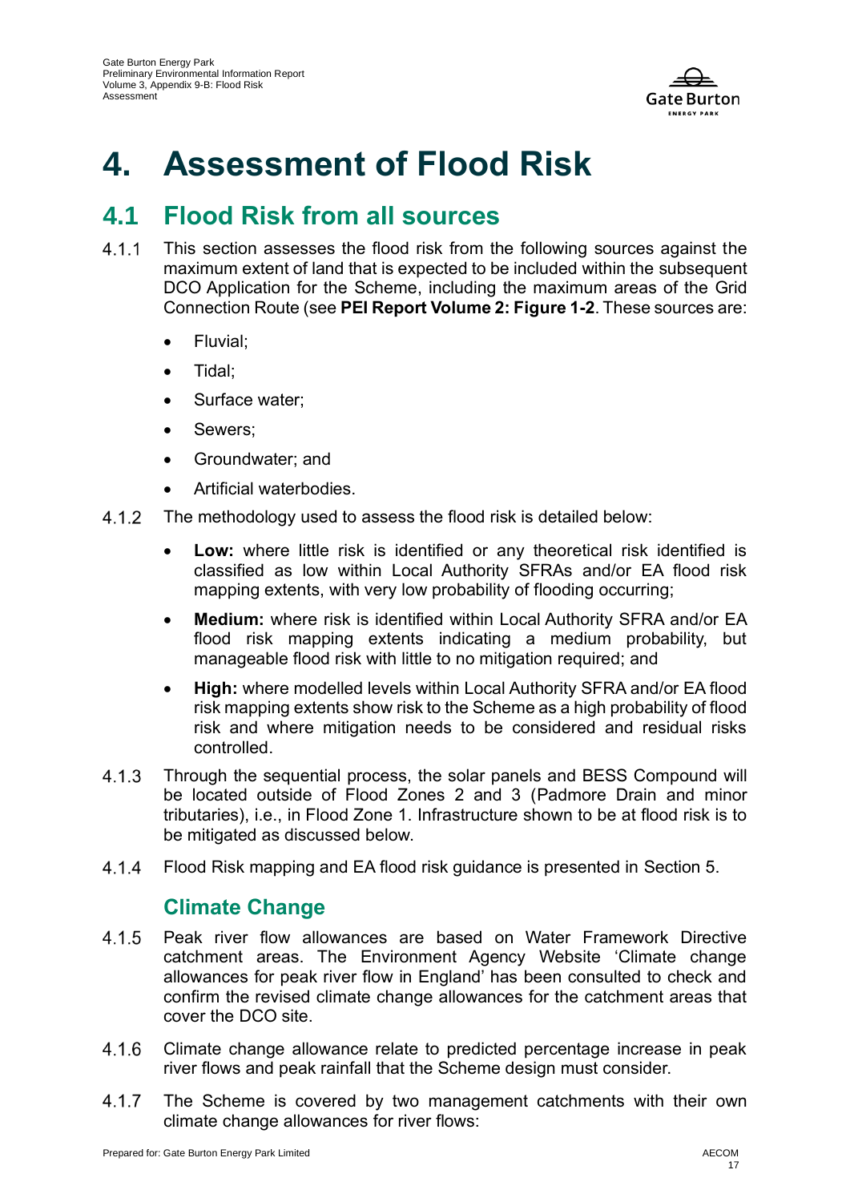# 4. Assessment of Flood Risk

## 4.1 Flood Risk from all sources

4.1.1 This section assesses the flood risk from the following sources against the maximum extent of land that is expected to be included within the subsequent DCO Application for the Scheme, including the maximum areas of the Grid Connection Route (see **PEI Report Volume 2: Figure 1-2**. These sources are:

- Fluvial;
- Tidal;
- Surface water;
- Sewers;
- Groundwater; and
- Artificial waterbodies.

4.1.2 The methodology used to assess the flood risk is detailed below:

- **Low:** where little risk is identified or any theoretical risk identified is classified as low within Local Authority SFRAs and/or EA flood risk mapping extents, with very low probability of flooding occurring;
- **Medium:** where risk is identified within Local Authority SFRA and/or EA flood risk mapping extents indicating a medium probability, but manageable flood risk with little to no mitigation required; and
- **High:** where modelled levels within Local Authority SFRA and/or EA flood risk mapping extents show risk to the Scheme as a high probability of flood risk and where mitigation needs to be considered and residual risks controlled.

4.1.3 Through the sequential process, the solar panels and BESS Compound will be located outside of Flood Zones 2 and 3 (Padmore Drain and minor tributaries), i.e., in Flood Zone 1. Infrastructure shown to be at flood risk is to be mitigated as discussed below.

4.1.4 Flood Risk mapping and EA flood risk guidance is presented in Section 5.

### Climate Change

4.1.5 Peak river flow allowances are based on Water Framework Directive catchment areas. The Environment Agency Website 'Climate change allowances for peak river flow in England' has been consulted to check and confirm the revised climate change allowances for the catchment areas that cover the DCO site.

4.1.6 Climate change allowance relate to predicted percentage increase in peak river flows and peak rainfall that the Scheme design must consider.

4.1.7 The Scheme is covered by two management catchments with their own climate change allowances for river flows: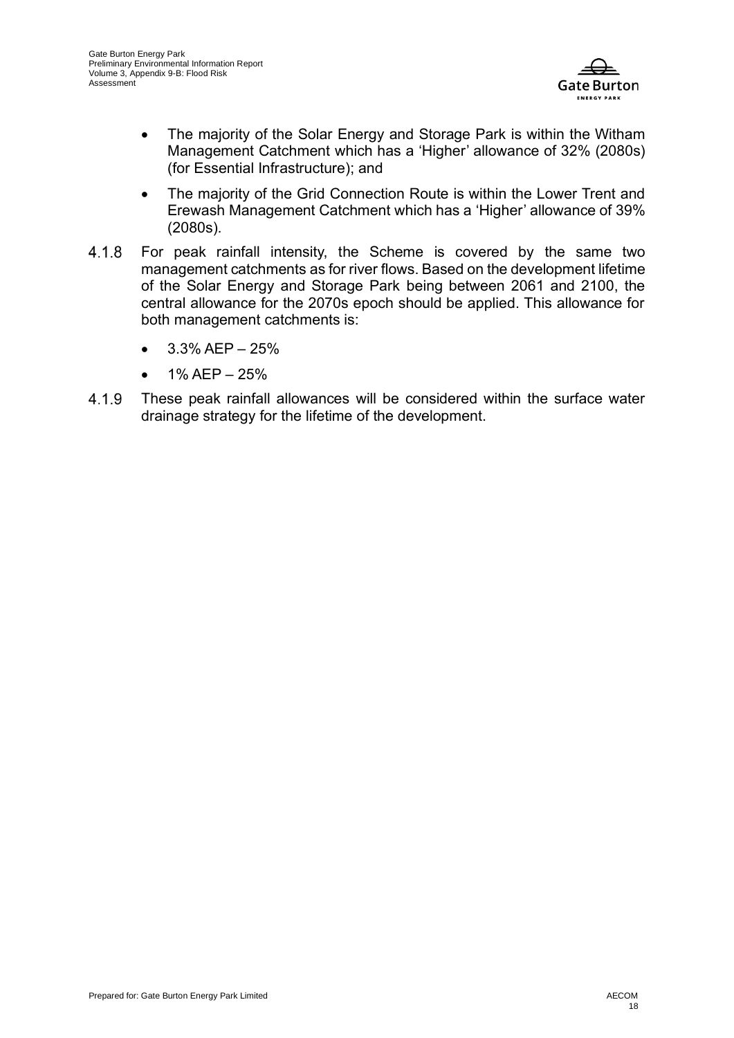- The majority of the Solar Energy and Storage Park is within the Witham Management Catchment which has a 'Higher' allowance of 32% (2080s) (for Essential Infrastructure); and
- The majority of the Grid Connection Route is within the Lower Trent and Erewash Management Catchment which has a 'Higher' allowance of 39% (2080s).

4.1.8 For peak rainfall intensity, the Scheme is covered by the same two management catchments as for river flows. Based on the development lifetime of the Solar Energy and Storage Park being between 2061 and 2100, the central allowance for the 2070s epoch should be applied. This allowance for both management catchments is:

- 3.3% AEP – 25%
- 1% AEP – 25%

4.1.9 These peak rainfall allowances will be considered within the surface water drainage strategy for the lifetime of the development.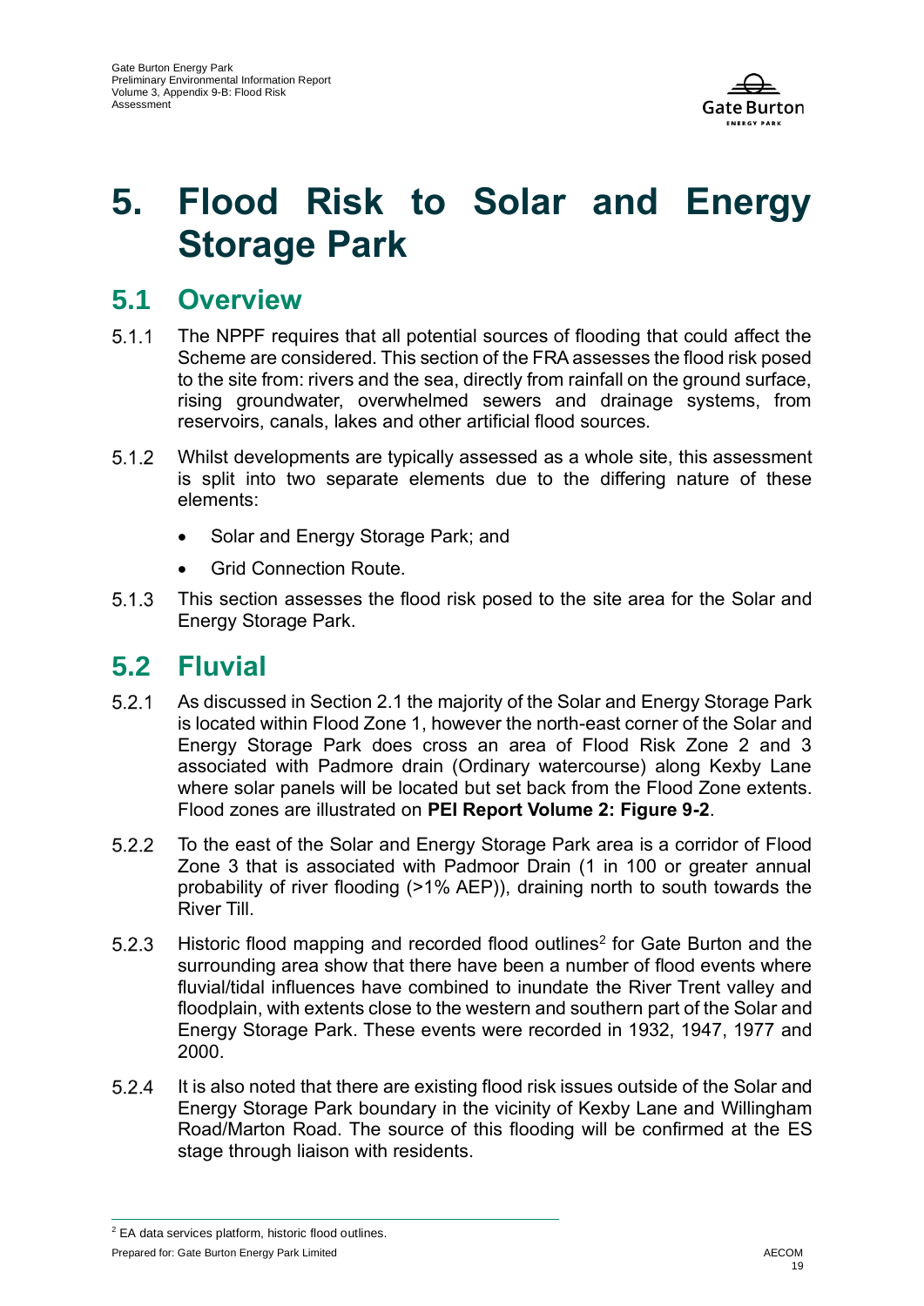# 5. Flood Risk to Solar and Energy Storage Park

## 5.1 Overview

5.1.1 The NPPF requires that all potential sources of flooding that could affect the Scheme are considered. This section of the FRA assesses the flood risk posed to the site from: rivers and the sea, directly from rainfall on the ground surface, rising groundwater, overwhelmed sewers and drainage systems, from reservoirs, canals, lakes and other artificial flood sources.

5.1.2 Whilst developments are typically assessed as a whole site, this assessment is split into two separate elements due to the differing nature of these elements:

- Solar and Energy Storage Park; and
- Grid Connection Route.

5.1.3 This section assesses the flood risk posed to the site area for the Solar and Energy Storage Park.

## 5.2 Fluvial

5.2.1 As discussed in Section 2.1 the majority of the Solar and Energy Storage Park is located within Flood Zone 1, however the north-east corner of the Solar and Energy Storage Park does cross an area of Flood Risk Zone 2 and 3 associated with Padmore drain (Ordinary watercourse) along Kexby Lane where solar panels will be located but set back from the Flood Zone extents. Flood zones are illustrated on **PEI Report Volume 2: Figure 9-2**.

5.2.2 To the east of the Solar and Energy Storage Park area is a corridor of Flood Zone 3 that is associated with Padmoor Drain (1 in 100 or greater annual probability of river flooding (>1% AEP)), draining north to south towards the River Till.

5.2.3 Historic flood mapping and recorded flood outlines[2] for Gate Burton and the surrounding area show that there have been a number of flood events where fluvial/tidal influences have combined to inundate the River Trent valley and floodplain, with extents close to the western and southern part of the Solar and Energy Storage Park. These events were recorded in 1932, 1947, 1977 and 2000.

5.2.4 It is also noted that there are existing flood risk issues outside of the Solar and Energy Storage Park boundary in the vicinity of Kexby Lane and Willingham Road/Marton Road. The source of this flooding will be confirmed at the ES stage through liaison with residents.

[2] EA data services platform, historic flood outlines.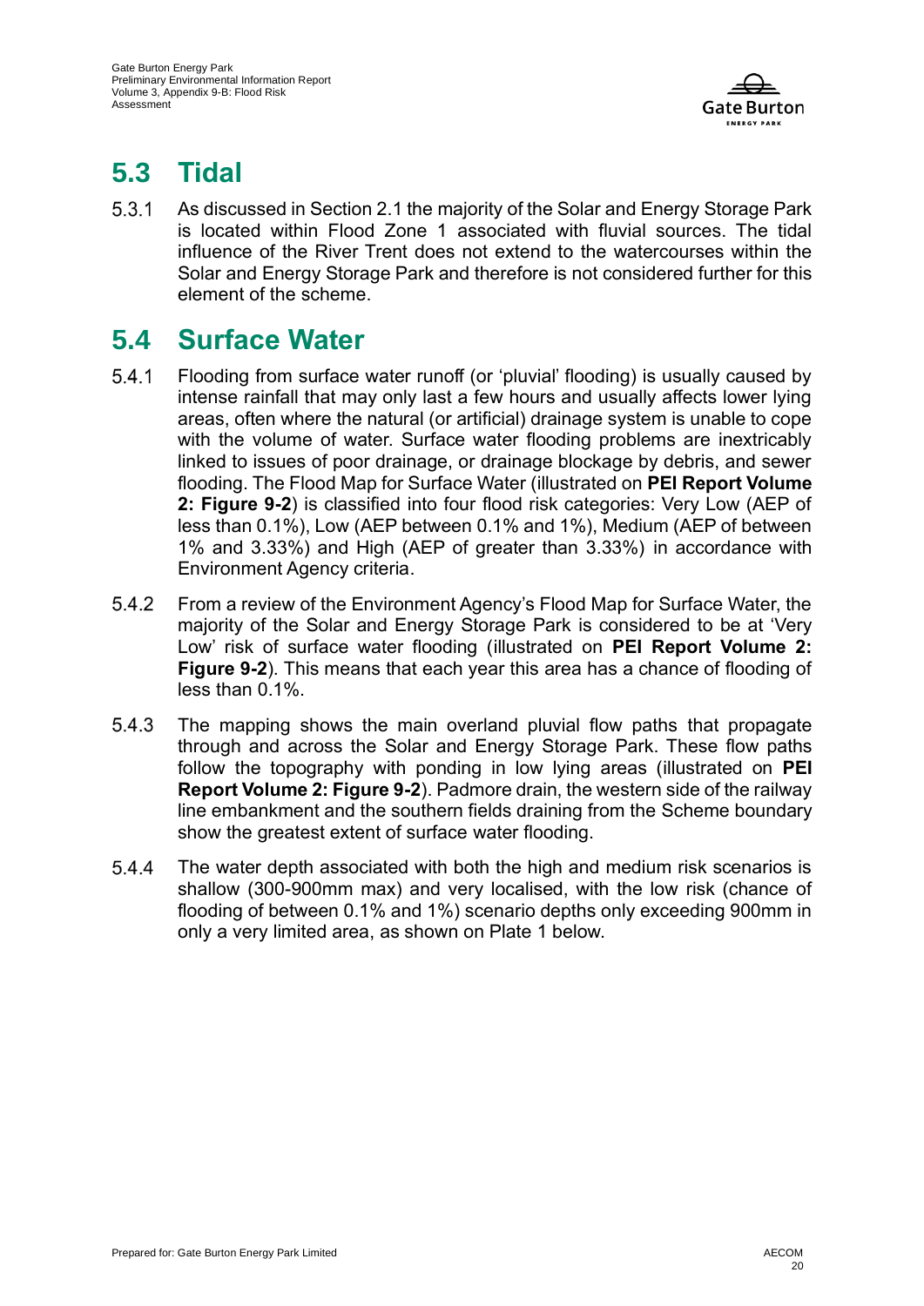## 5.3 Tidal

5.3.1 As discussed in Section 2.1 the majority of the Solar and Energy Storage Park is located within Flood Zone 1 associated with fluvial sources. The tidal influence of the River Trent does not extend to the watercourses within the Solar and Energy Storage Park and therefore is not considered further for this element of the scheme.

## 5.4 Surface Water

5.4.1 Flooding from surface water runoff (or 'pluvial' flooding) is usually caused by intense rainfall that may only last a few hours and usually affects lower lying areas, often where the natural (or artificial) drainage system is unable to cope with the volume of water. Surface water flooding problems are inextricably linked to issues of poor drainage, or drainage blockage by debris, and sewer flooding. The Flood Map for Surface Water (illustrated on **PEI Report Volume 2: Figure 9-2**) is classified into four flood risk categories: Very Low (AEP of less than 0.1%), Low (AEP between 0.1% and 1%), Medium (AEP of between 1% and 3.33%) and High (AEP of greater than 3.33%) in accordance with Environment Agency criteria.

5.4.2 From a review of the Environment Agency's Flood Map for Surface Water, the majority of the Solar and Energy Storage Park is considered to be at 'Very Low' risk of surface water flooding (illustrated on **PEI Report Volume 2: Figure 9-2**). This means that each year this area has a chance of flooding of less than 0.1%.

5.4.3 The mapping shows the main overland pluvial flow paths that propagate through and across the Solar and Energy Storage Park. These flow paths follow the topography with ponding in low lying areas (illustrated on **PEI Report Volume 2: Figure 9-2**). Padmore drain, the western side of the railway line embankment and the southern fields draining from the Scheme boundary show the greatest extent of surface water flooding.

5.4.4 The water depth associated with both the high and medium risk scenarios is shallow (300-900mm max) and very localised, with the low risk (chance of flooding of between 0.1% and 1%) scenario depths only exceeding 900mm in only a very limited area, as shown on Plate 1 below.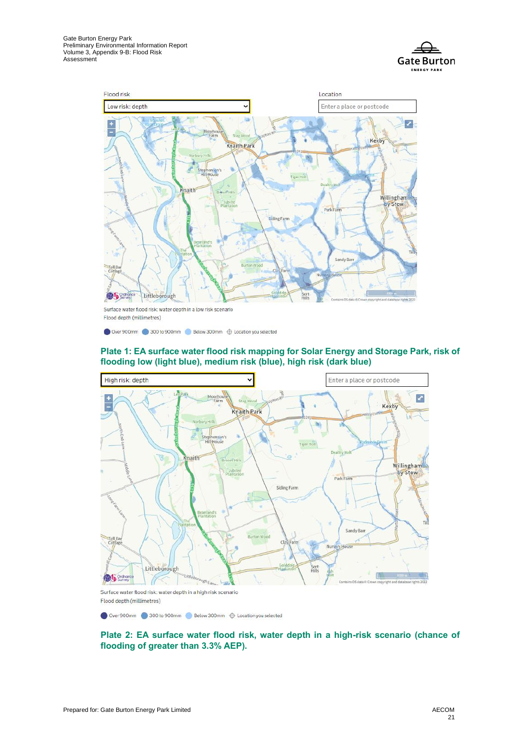**Plate 1: EA surface water flood risk mapping for Solar Energy and Storage Park, risk of flooding low (light blue), medium risk (blue), high risk (dark blue)**

**Plate 2: EA surface water flood risk, water depth in a high-risk scenario (chance of flooding of greater than 3.3% AEP).**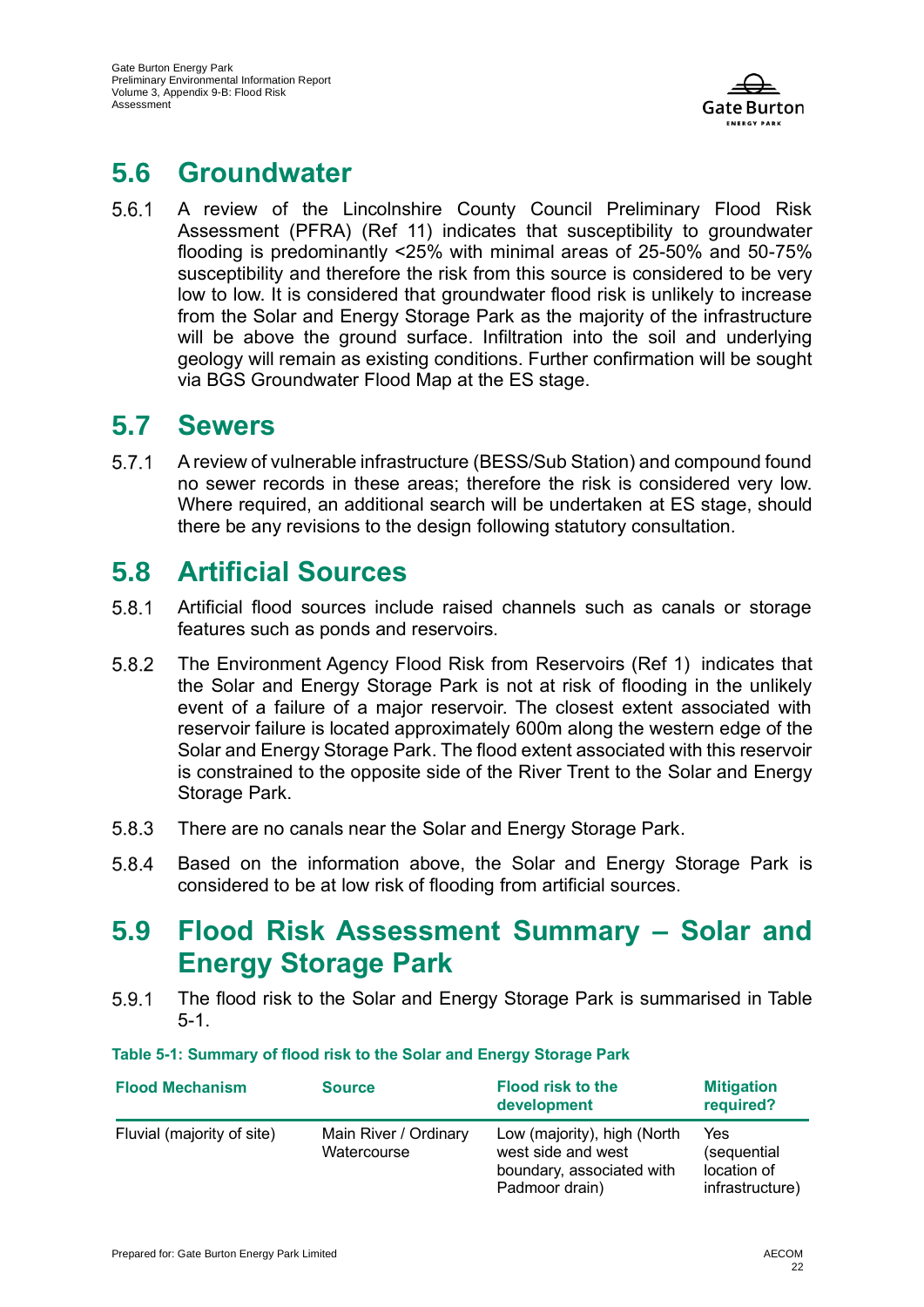## 5.6 Groundwater

5.6.1 A review of the Lincolnshire County Council Preliminary Flood Risk Assessment (PFRA) (Ref 11) indicates that susceptibility to groundwater flooding is predominantly <25% with minimal areas of 25-50% and 50-75% susceptibility and therefore the risk from this source is considered to be very low to low. It is considered that groundwater flood risk is unlikely to increase from the Solar and Energy Storage Park as the majority of the infrastructure will be above the ground surface. Infiltration into the soil and underlying geology will remain as existing conditions. Further confirmation will be sought via BGS Groundwater Flood Map at the ES stage.

## 5.7 Sewers

5.7.1 A review of vulnerable infrastructure (BESS/Sub Station) and compound found no sewer records in these areas; therefore the risk is considered very low. Where required, an additional search will be undertaken at ES stage, should there be any revisions to the design following statutory consultation.

## 5.8 Artificial Sources

5.8.1 Artificial flood sources include raised channels such as canals or storage features such as ponds and reservoirs.

5.8.2 The Environment Agency Flood Risk from Reservoirs (Ref 1) indicates that the Solar and Energy Storage Park is not at risk of flooding in the unlikely event of a failure of a major reservoir. The closest extent associated with reservoir failure is located approximately 600m along the western edge of the Solar and Energy Storage Park. The flood extent associated with this reservoir is constrained to the opposite side of the River Trent to the Solar and Energy Storage Park.

5.8.3 There are no canals near the Solar and Energy Storage Park.

5.8.4 Based on the information above, the Solar and Energy Storage Park is considered to be at low risk of flooding from artificial sources.

## 5.9 Flood Risk Assessment Summary – Solar and Energy Storage Park

5.9.1 The flood risk to the Solar and Energy Storage Park is summarised in Table 5-1.

**Table 5-1: Summary of flood risk to the Solar and Energy Storage Park**

| Flood Mechanism | Source | Flood risk to the development | Mitigation required? |
|---|---|---|---|
| Fluvial (majority of site) | Main River / Ordinary Watercourse | Low (majority), high (North west side and west boundary, associated with Padmoor drain) | Yes (sequential location of infrastructure) |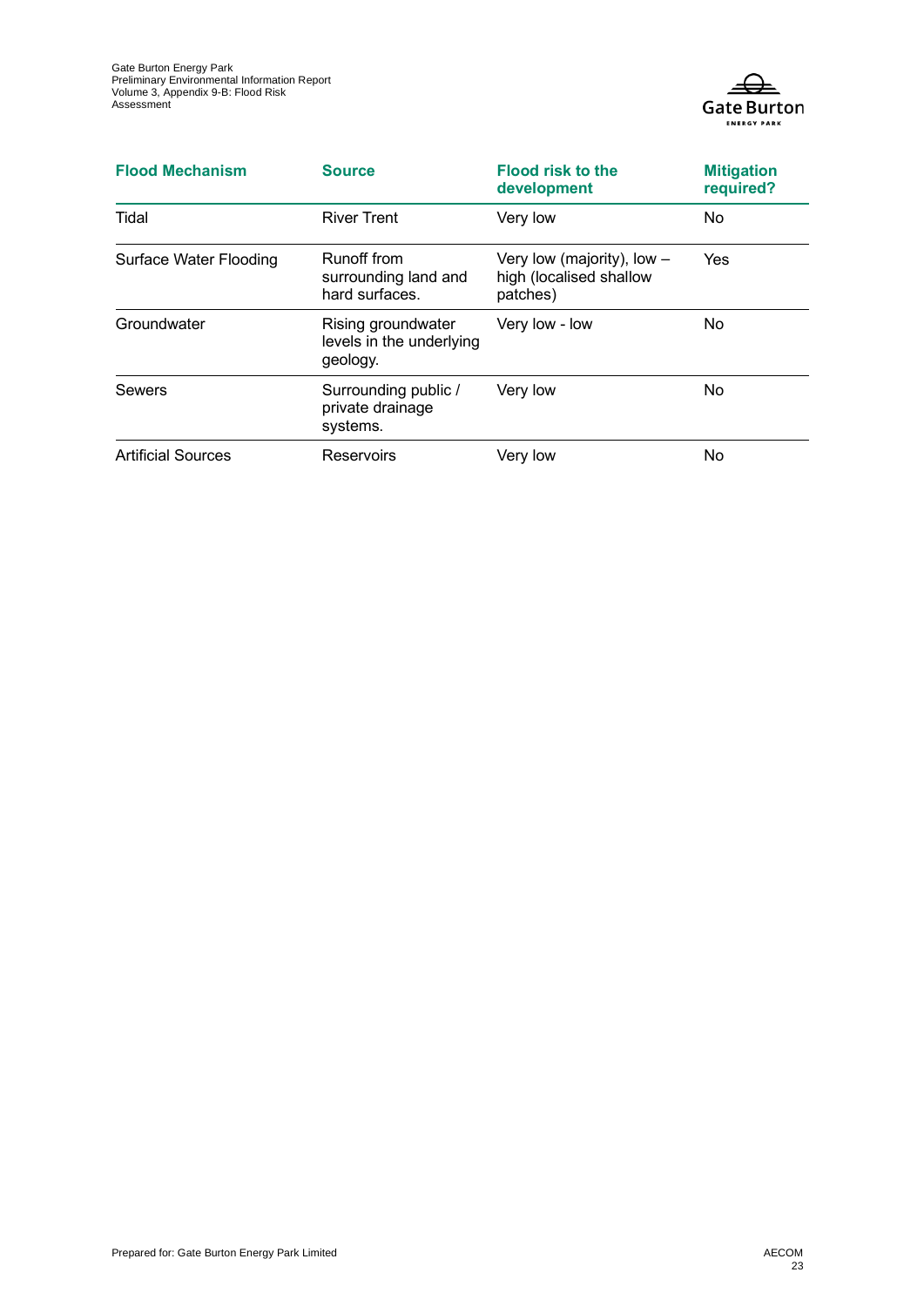| Flood Mechanism | Source | Flood risk to the development | Mitigation required? |
| --- | --- | --- | --- |
| Tidal | River Trent | Very low | No |
| Surface Water Flooding | Runoff from surrounding land and hard surfaces. | Very low (majority), low – high (localised shallow patches) | Yes |
| Groundwater | Rising groundwater levels in the underlying geology. | Very low - low | No |
| Sewers | Surrounding public / private drainage systems. | Very low | No |
| Artificial Sources | Reservoirs | Very low | No |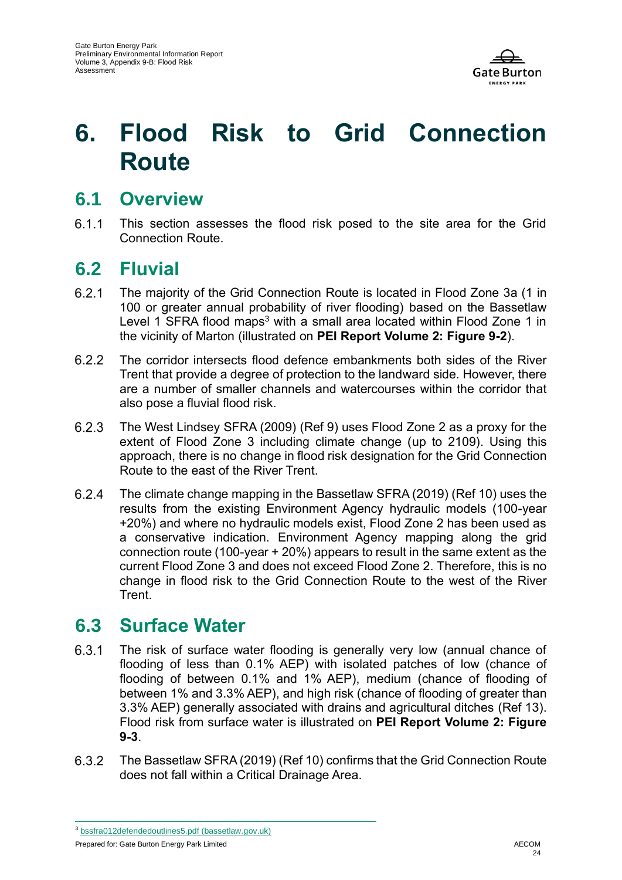# 6. Flood Risk to Grid Connection Route

## 6.1 Overview

6.1.1 This section assesses the flood risk posed to the site area for the Grid Connection Route.

## 6.2 Fluvial

6.2.1 The majority of the Grid Connection Route is located in Flood Zone 3a (1 in 100 or greater annual probability of river flooding) based on the Bassetlaw Level 1 SFRA flood maps[3] with a small area located within Flood Zone 1 in the vicinity of Marton (illustrated on **PEI Report Volume 2: Figure 9-2**).

6.2.2 The corridor intersects flood defence embankments both sides of the River Trent that provide a degree of protection to the landward side. However, there are a number of smaller channels and watercourses within the corridor that also pose a fluvial flood risk.

6.2.3 The West Lindsey SFRA (2009) (Ref 9) uses Flood Zone 2 as a proxy for the extent of Flood Zone 3 including climate change (up to 2109). Using this approach, there is no change in flood risk designation for the Grid Connection Route to the east of the River Trent.

6.2.4 The climate change mapping in the Bassetlaw SFRA (2019) (Ref 10) uses the results from the existing Environment Agency hydraulic models (100-year +20%) and where no hydraulic models exist, Flood Zone 2 has been used as a conservative indication. Environment Agency mapping along the grid connection route (100-year + 20%) appears to result in the same extent as the current Flood Zone 3 and does not exceed Flood Zone 2. Therefore, this is no change in flood risk to the Grid Connection Route to the west of the River Trent.

## 6.3 Surface Water

6.3.1 The risk of surface water flooding is generally very low (annual chance of flooding of less than 0.1% AEP) with isolated patches of low (chance of flooding of between 0.1% and 1% AEP), medium (chance of flooding of between 1% and 3.3% AEP), and high risk (chance of flooding of greater than 3.3% AEP) generally associated with drains and agricultural ditches (Ref 13). Flood risk from surface water is illustrated on **PEI Report Volume 2: Figure 9-3**.

6.3.2 The Bassetlaw SFRA (2019) (Ref 10) confirms that the Grid Connection Route does not fall within a Critical Drainage Area.

---

[3] bssfra012defendedoutlines5.pdf (bassetlaw.gov.uk)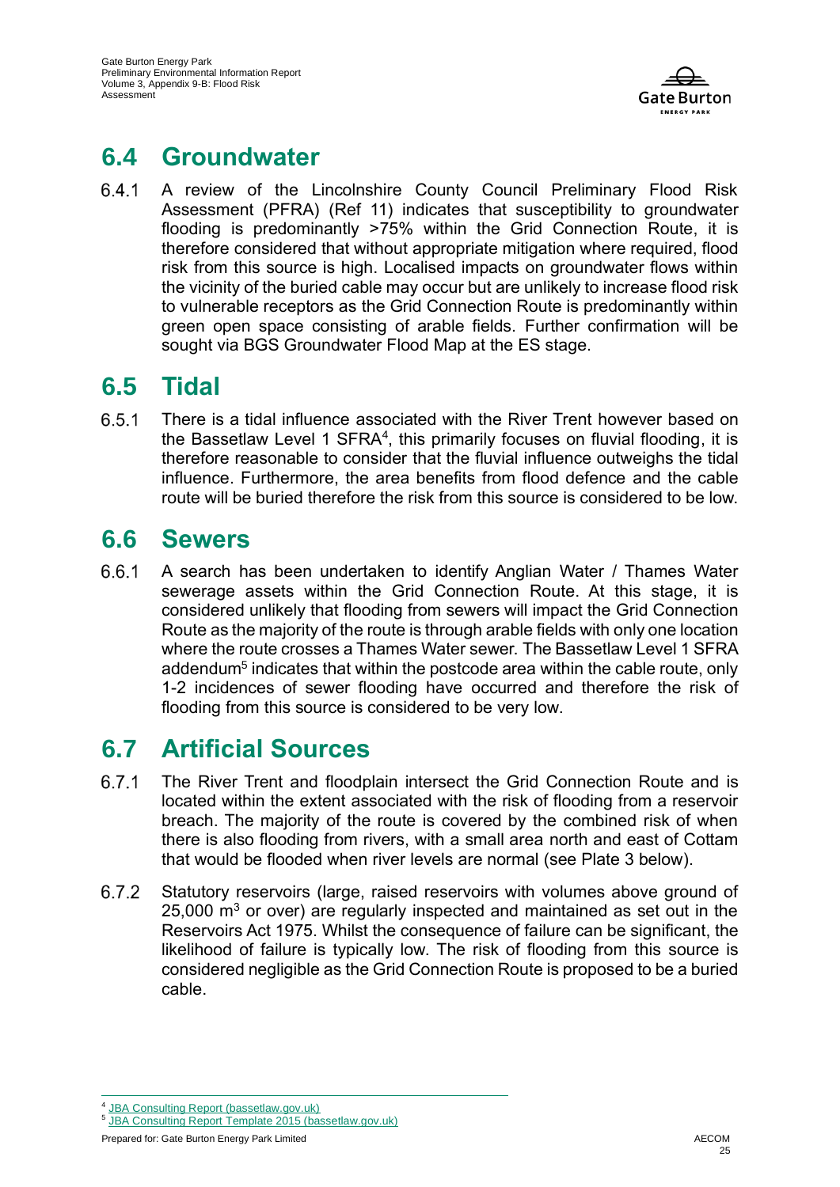## 6.4 Groundwater

6.4.1 A review of the Lincolnshire County Council Preliminary Flood Risk Assessment (PFRA) (Ref 11) indicates that susceptibility to groundwater flooding is predominantly >75% within the Grid Connection Route, it is therefore considered that without appropriate mitigation where required, flood risk from this source is high. Localised impacts on groundwater flows within the vicinity of the buried cable may occur but are unlikely to increase flood risk to vulnerable receptors as the Grid Connection Route is predominantly within green open space consisting of arable fields. Further confirmation will be sought via BGS Groundwater Flood Map at the ES stage.

## 6.5 Tidal

6.5.1 There is a tidal influence associated with the River Trent however based on the Bassetlaw Level 1 SFRA[4], this primarily focuses on fluvial flooding, it is therefore reasonable to consider that the fluvial influence outweighs the tidal influence. Furthermore, the area benefits from flood defence and the cable route will be buried therefore the risk from this source is considered to be low.

## 6.6 Sewers

6.6.1 A search has been undertaken to identify Anglian Water / Thames Water sewerage assets within the Grid Connection Route. At this stage, it is considered unlikely that flooding from sewers will impact the Grid Connection Route as the majority of the route is through arable fields with only one location where the route crosses a Thames Water sewer. The Bassetlaw Level 1 SFRA addendum[5] indicates that within the postcode area within the cable route, only 1-2 incidences of sewer flooding have occurred and therefore the risk of flooding from this source is considered to be very low.

## 6.7 Artificial Sources

6.7.1 The River Trent and floodplain intersect the Grid Connection Route and is located within the extent associated with the risk of flooding from a reservoir breach. The majority of the route is covered by the combined risk of when there is also flooding from rivers, with a small area north and east of Cottam that would be flooded when river levels are normal (see Plate 3 below).

6.7.2 Statutory reservoirs (large, raised reservoirs with volumes above ground of 25,000 $m^3$ or over) are regularly inspected and maintained as set out in the Reservoirs Act 1975. Whilst the consequence of failure can be significant, the likelihood of failure is typically low. The risk of flooding from this source is considered negligible as the Grid Connection Route is proposed to be a buried cable.

---

[4] JBA Consulting Report (bassetlaw.gov.uk)

[5] JBA Consulting Report Template 2015 (bassetlaw.gov.uk)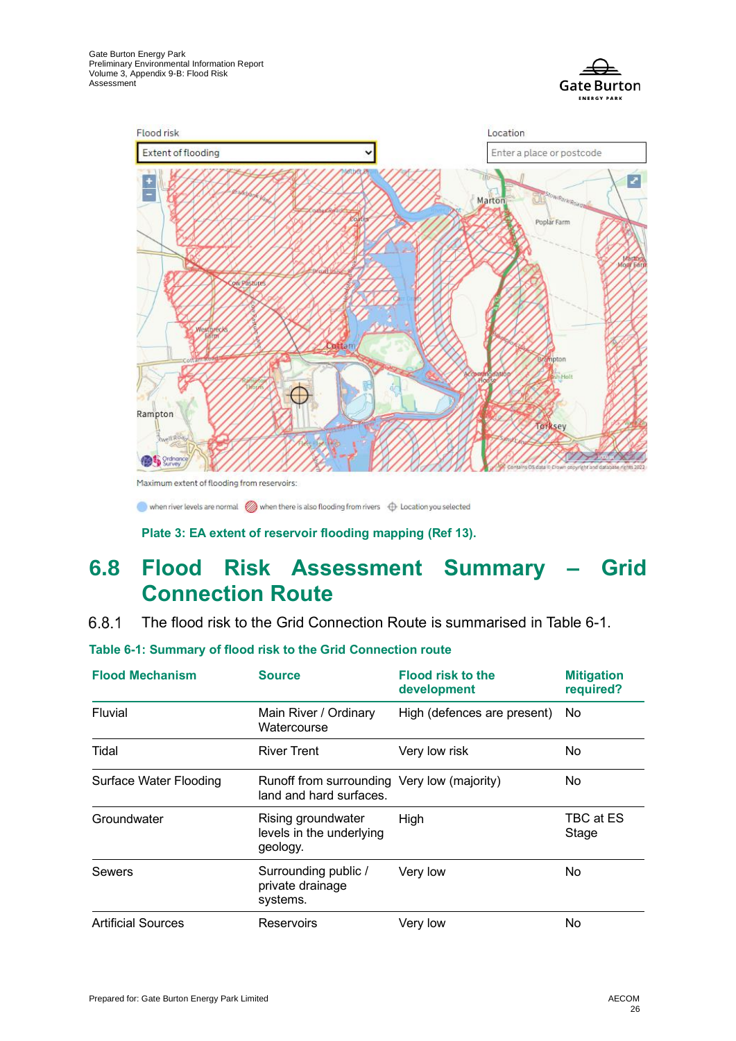Plate 3: EA extent of reservoir flooding mapping (Ref 13).

## 6.8 Flood Risk Assessment Summary – Grid Connection Route

6.8.1 The flood risk to the Grid Connection Route is summarised in Table 6-1.

**Table 6-1: Summary of flood risk to the Grid Connection route**

| Flood Mechanism | Source | Flood risk to the development | Mitigation required? |
|---|---|---|---|
| Fluvial | Main River / Ordinary Watercourse | High (defences are present) | No |
| Tidal | River Trent | Very low risk | No |
| Surface Water Flooding | Runoff from surrounding land and hard surfaces. | Very low (majority) | No |
| Groundwater | Rising groundwater levels in the underlying geology. | High | TBC at ES Stage |
| Sewers | Surrounding public / private drainage systems. | Very low | No |
| Artificial Sources | Reservoirs | Very low | No |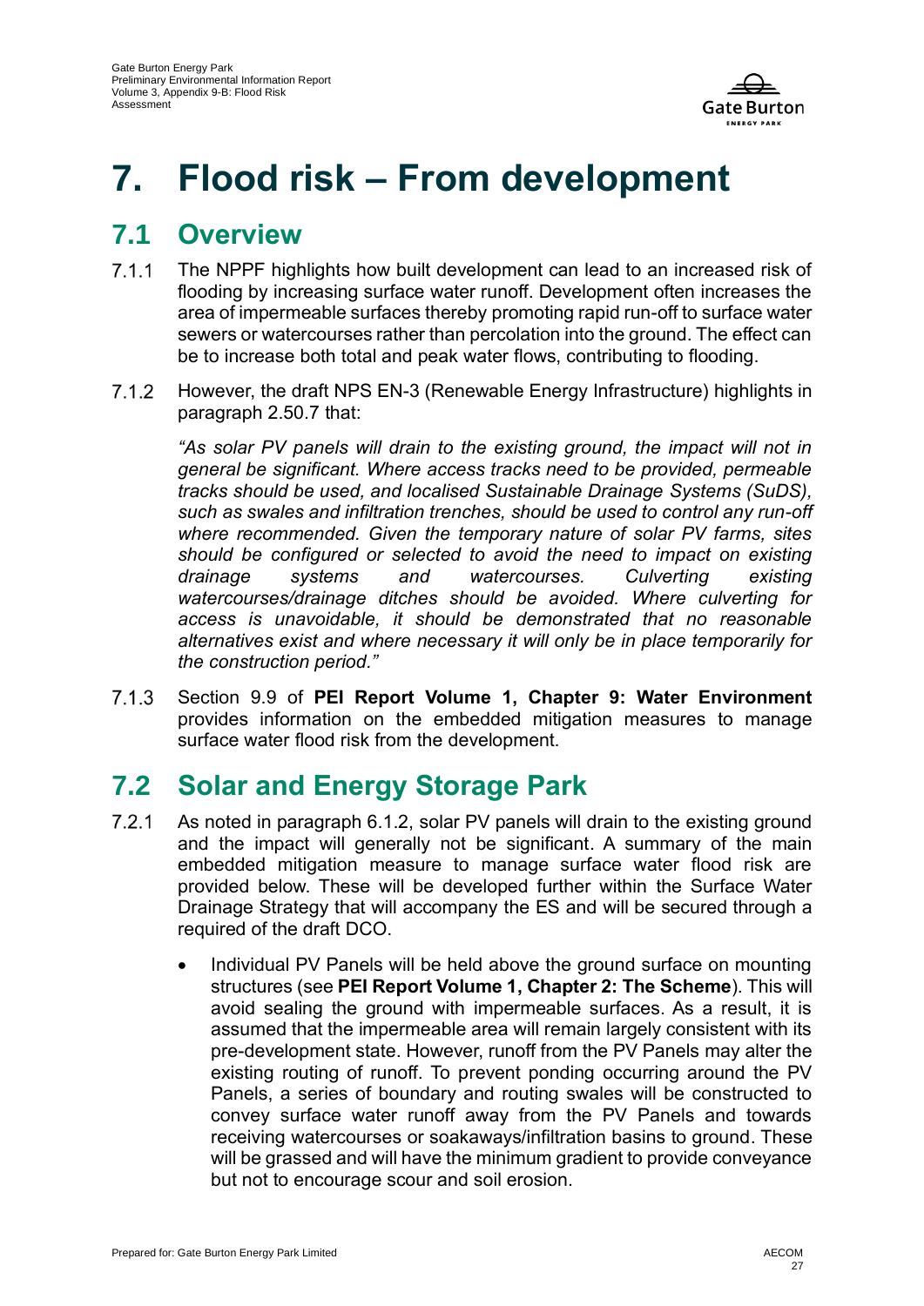# 7. Flood risk – From development

## 7.1 Overview

7.1.1 The NPPF highlights how built development can lead to an increased risk of flooding by increasing surface water runoff. Development often increases the area of impermeable surfaces thereby promoting rapid run-off to surface water sewers or watercourses rather than percolation into the ground. The effect can be to increase both total and peak water flows, contributing to flooding.

7.1.2 However, the draft NPS EN-3 (Renewable Energy Infrastructure) highlights in paragraph 2.50.7 that:

> *"As solar PV panels will drain to the existing ground, the impact will not in general be significant. Where access tracks need to be provided, permeable tracks should be used, and localised Sustainable Drainage Systems (SuDS), such as swales and infiltration trenches, should be used to control any run-off where recommended. Given the temporary nature of solar PV farms, sites should be configured or selected to avoid the need to impact on existing drainage systems and watercourses. Culverting existing watercourses/drainage ditches should be avoided. Where culverting for access is unavoidable, it should be demonstrated that no reasonable alternatives exist and where necessary it will only be in place temporarily for the construction period."*

7.1.3 Section 9.9 of **PEI Report Volume 1, Chapter 9: Water Environment** provides information on the embedded mitigation measures to manage surface water flood risk from the development.

## 7.2 Solar and Energy Storage Park

7.2.1 As noted in paragraph 6.1.2, solar PV panels will drain to the existing ground and the impact will generally not be significant. A summary of the main embedded mitigation measure to manage surface water flood risk are provided below. These will be developed further within the Surface Water Drainage Strategy that will accompany the ES and will be secured through a required of the draft DCO.

- Individual PV Panels will be held above the ground surface on mounting structures (see **PEI Report Volume 1, Chapter 2: The Scheme**). This will avoid sealing the ground with impermeable surfaces. As a result, it is assumed that the impermeable area will remain largely consistent with its pre-development state. However, runoff from the PV Panels may alter the existing routing of runoff. To prevent ponding occurring around the PV Panels, a series of boundary and routing swales will be constructed to convey surface water runoff away from the PV Panels and towards receiving watercourses or soakaways/infiltration basins to ground. These will be grassed and will have the minimum gradient to provide conveyance but not to encourage scour and soil erosion.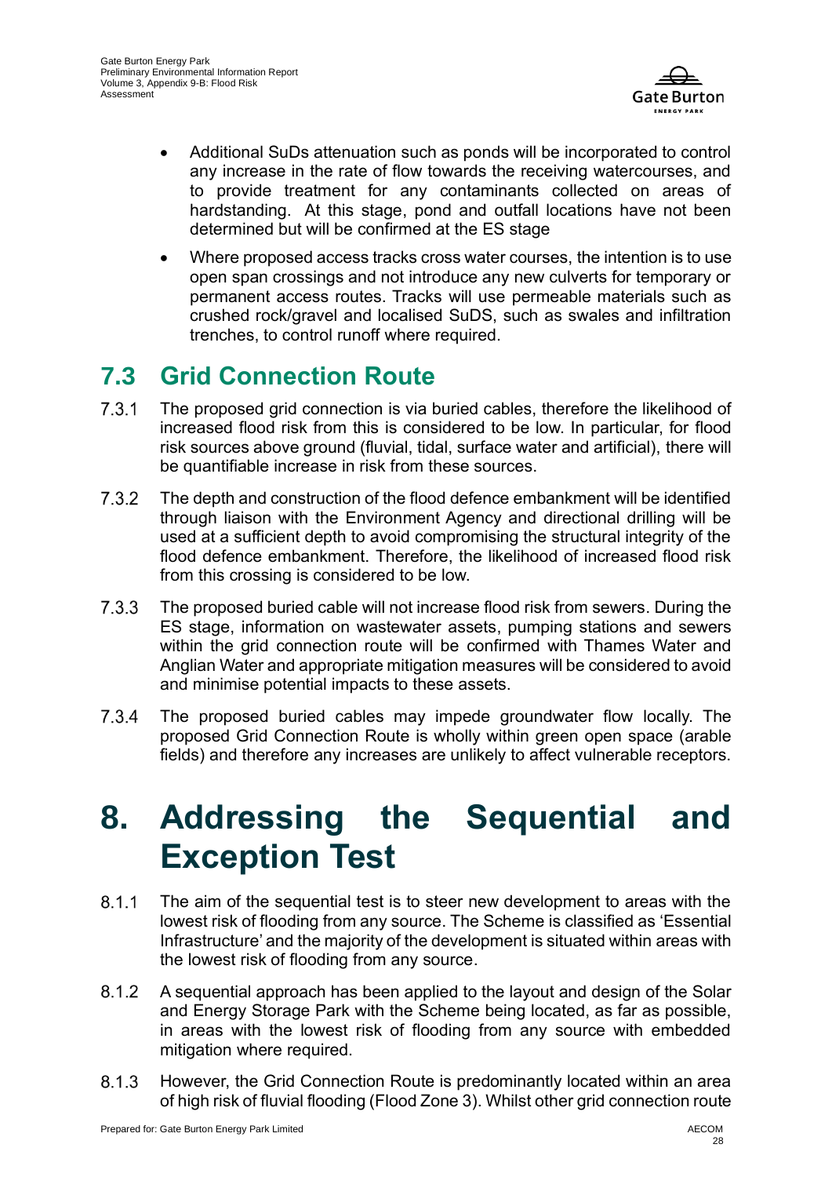- Additional SuDs attenuation such as ponds will be incorporated to control any increase in the rate of flow towards the receiving watercourses, and to provide treatment for any contaminants collected on areas of hardstanding. At this stage, pond and outfall locations have not been determined but will be confirmed at the ES stage
- Where proposed access tracks cross water courses, the intention is to use open span crossings and not introduce any new culverts for temporary or permanent access routes. Tracks will use permeable materials such as crushed rock/gravel and localised SuDS, such as swales and infiltration trenches, to control runoff where required.

## 7.3 Grid Connection Route

7.3.1 The proposed grid connection is via buried cables, therefore the likelihood of increased flood risk from this is considered to be low. In particular, for flood risk sources above ground (fluvial, tidal, surface water and artificial), there will be quantifiable increase in risk from these sources.

7.3.2 The depth and construction of the flood defence embankment will be identified through liaison with the Environment Agency and directional drilling will be used at a sufficient depth to avoid compromising the structural integrity of the flood defence embankment. Therefore, the likelihood of increased flood risk from this crossing is considered to be low.

7.3.3 The proposed buried cable will not increase flood risk from sewers. During the ES stage, information on wastewater assets, pumping stations and sewers within the grid connection route will be confirmed with Thames Water and Anglian Water and appropriate mitigation measures will be considered to avoid and minimise potential impacts to these assets.

7.3.4 The proposed buried cables may impede groundwater flow locally. The proposed Grid Connection Route is wholly within green open space (arable fields) and therefore any increases are unlikely to affect vulnerable receptors.

# 8. Addressing the Sequential and Exception Test

8.1.1 The aim of the sequential test is to steer new development to areas with the lowest risk of flooding from any source. The Scheme is classified as 'Essential Infrastructure' and the majority of the development is situated within areas with the lowest risk of flooding from any source.

8.1.2 A sequential approach has been applied to the layout and design of the Solar and Energy Storage Park with the Scheme being located, as far as possible, in areas with the lowest risk of flooding from any source with embedded mitigation where required.

8.1.3 However, the Grid Connection Route is predominantly located within an area of high risk of fluvial flooding (Flood Zone 3). Whilst other grid connection route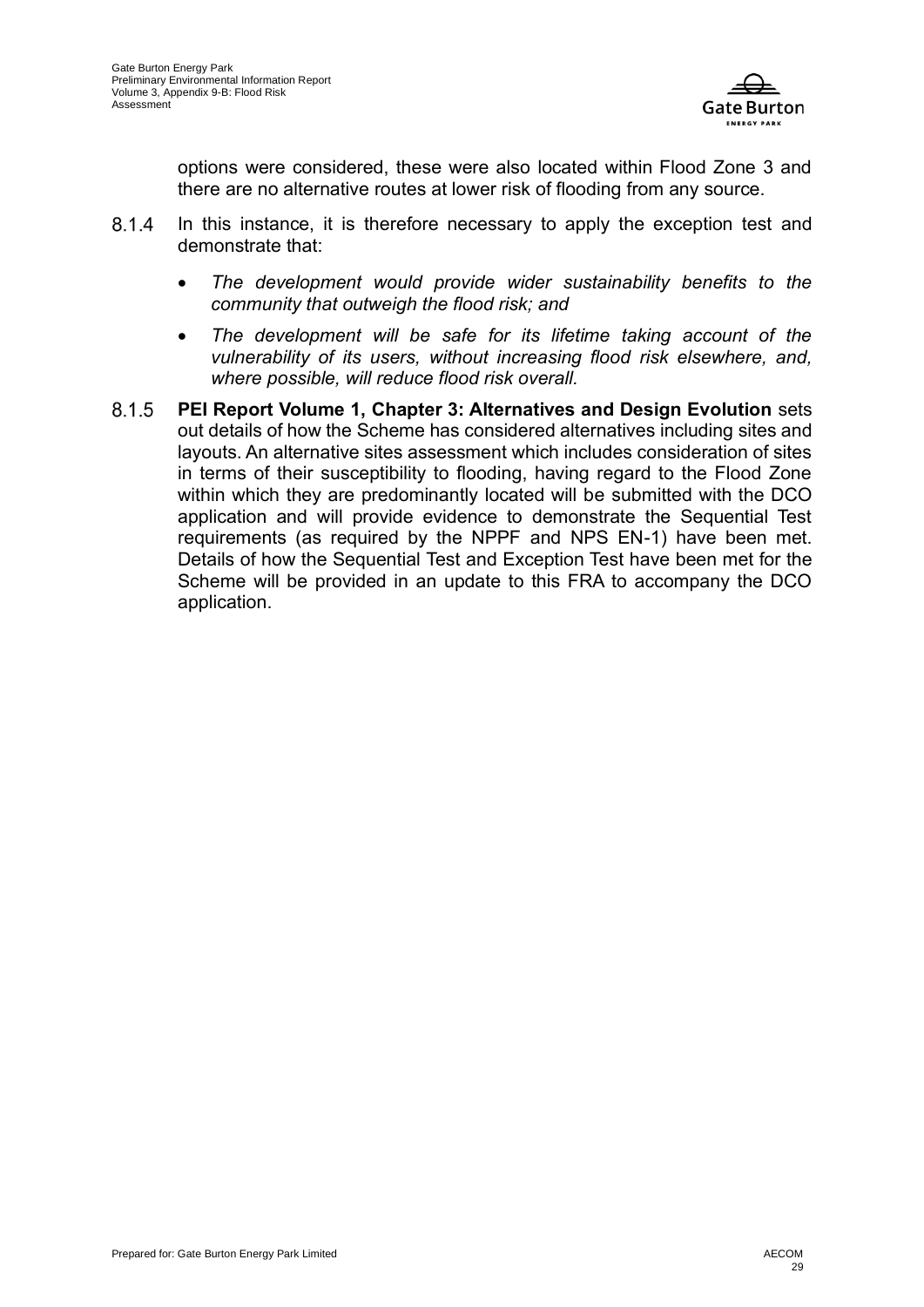options were considered, these were also located within Flood Zone 3 and there are no alternative routes at lower risk of flooding from any source.

8.1.4 In this instance, it is therefore necessary to apply the exception test and demonstrate that:

- *The development would provide wider sustainability benefits to the community that outweigh the flood risk; and*
- *The development will be safe for its lifetime taking account of the vulnerability of its users, without increasing flood risk elsewhere, and, where possible, will reduce flood risk overall.*

8.1.5 **PEI Report Volume 1, Chapter 3: Alternatives and Design Evolution** sets out details of how the Scheme has considered alternatives including sites and layouts. An alternative sites assessment which includes consideration of sites in terms of their susceptibility to flooding, having regard to the Flood Zone within which they are predominantly located will be submitted with the DCO application and will provide evidence to demonstrate the Sequential Test requirements (as required by the NPPF and NPS EN-1) have been met. Details of how the Sequential Test and Exception Test have been met for the Scheme will be provided in an update to this FRA to accompany the DCO application.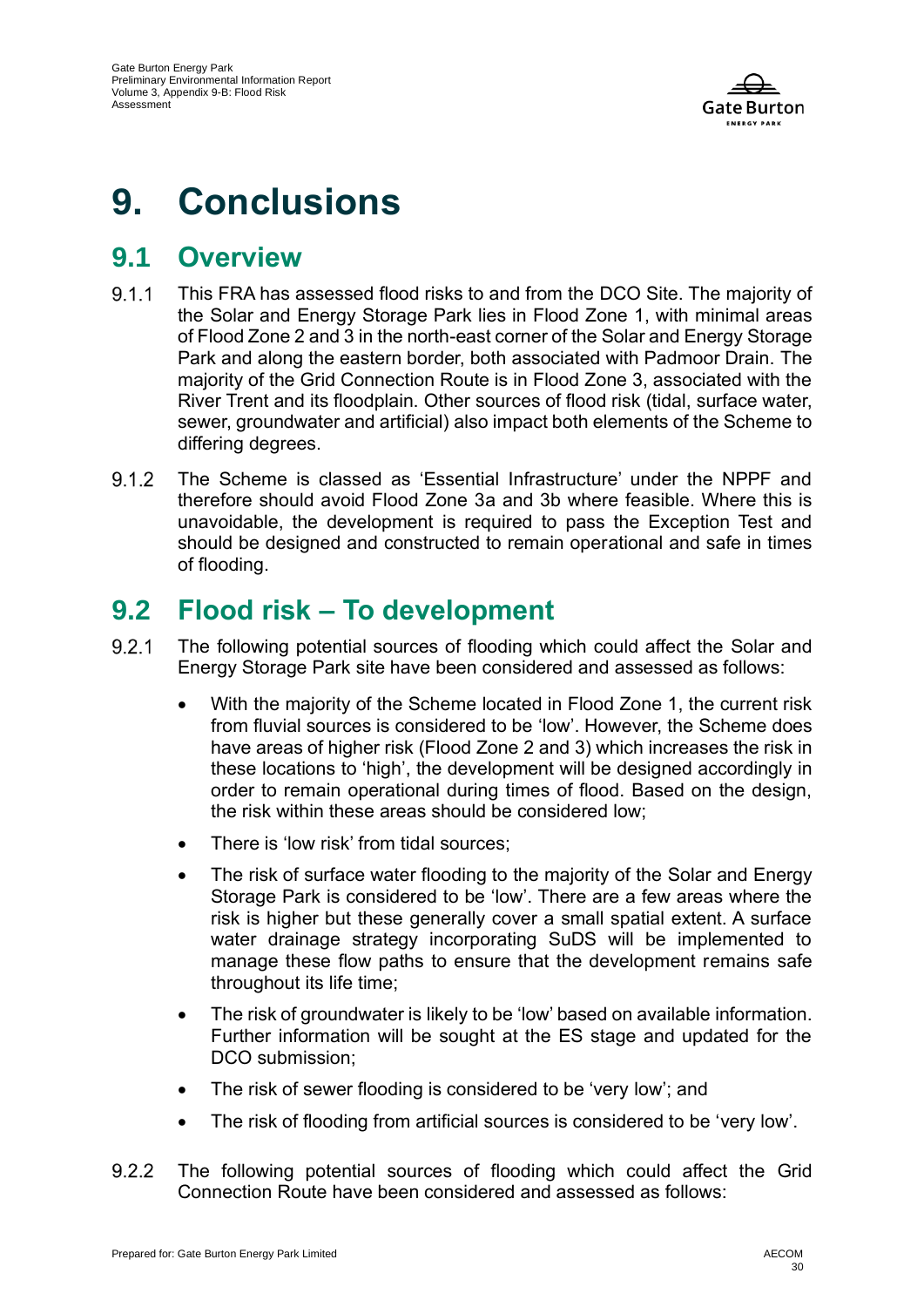# 9. Conclusions

## 9.1 Overview

9.1.1 This FRA has assessed flood risks to and from the DCO Site. The majority of the Solar and Energy Storage Park lies in Flood Zone 1, with minimal areas of Flood Zone 2 and 3 in the north-east corner of the Solar and Energy Storage Park and along the eastern border, both associated with Padmoor Drain. The majority of the Grid Connection Route is in Flood Zone 3, associated with the River Trent and its floodplain. Other sources of flood risk (tidal, surface water, sewer, groundwater and artificial) also impact both elements of the Scheme to differing degrees.

9.1.2 The Scheme is classed as 'Essential Infrastructure' under the NPPF and therefore should avoid Flood Zone 3a and 3b where feasible. Where this is unavoidable, the development is required to pass the Exception Test and should be designed and constructed to remain operational and safe in times of flooding.

## 9.2 Flood risk – To development

9.2.1 The following potential sources of flooding which could affect the Solar and Energy Storage Park site have been considered and assessed as follows:

- With the majority of the Scheme located in Flood Zone 1, the current risk from fluvial sources is considered to be 'low'. However, the Scheme does have areas of higher risk (Flood Zone 2 and 3) which increases the risk in these locations to 'high', the development will be designed accordingly in order to remain operational during times of flood. Based on the design, the risk within these areas should be considered low;
- There is 'low risk' from tidal sources;
- The risk of surface water flooding to the majority of the Solar and Energy Storage Park is considered to be 'low'. There are a few areas where the risk is higher but these generally cover a small spatial extent. A surface water drainage strategy incorporating SuDS will be implemented to manage these flow paths to ensure that the development remains safe throughout its life time;
- The risk of groundwater is likely to be 'low' based on available information. Further information will be sought at the ES stage and updated for the DCO submission;
- The risk of sewer flooding is considered to be 'very low'; and
- The risk of flooding from artificial sources is considered to be 'very low'.

9.2.2 The following potential sources of flooding which could affect the Grid Connection Route have been considered and assessed as follows: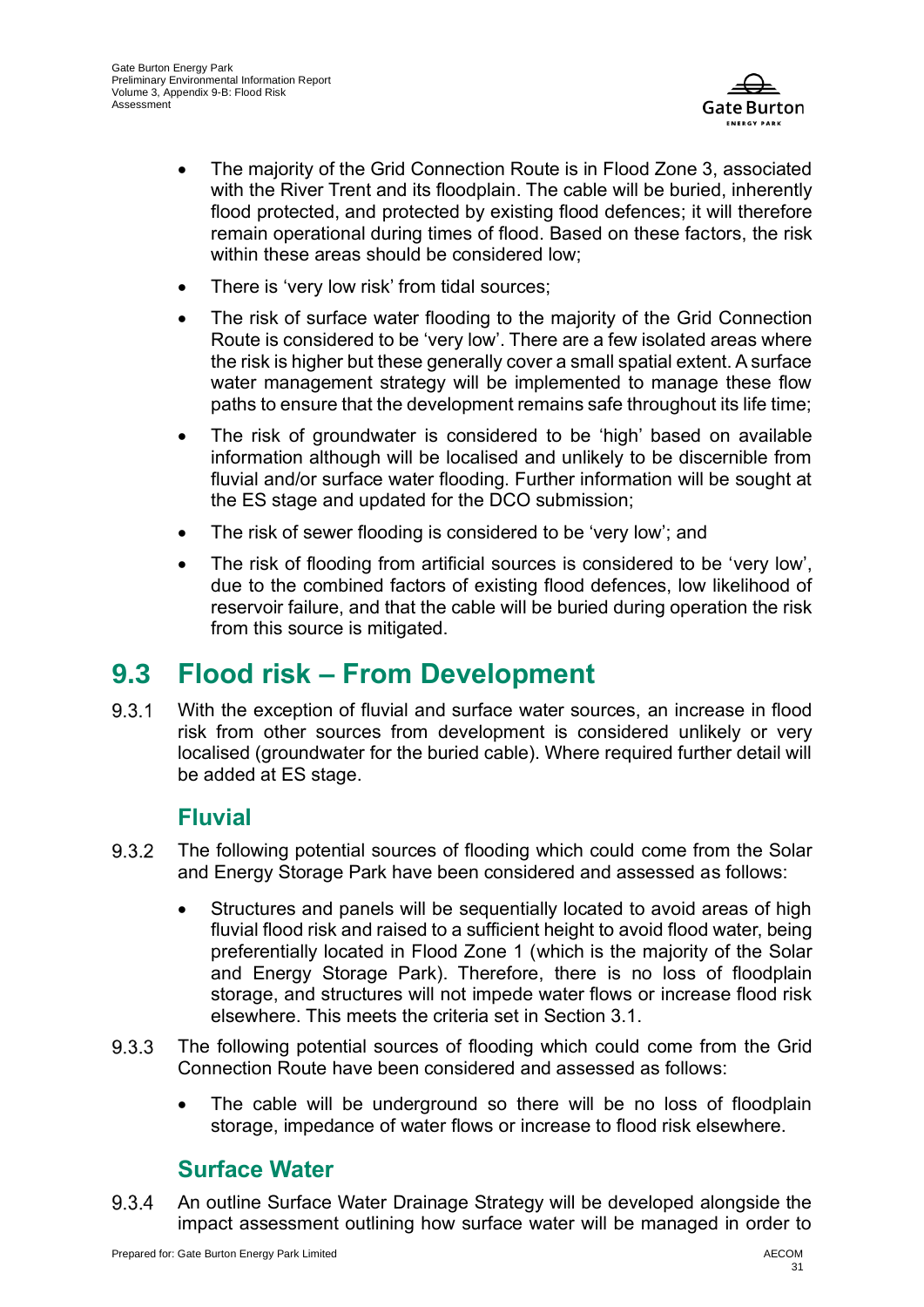- The majority of the Grid Connection Route is in Flood Zone 3, associated with the River Trent and its floodplain. The cable will be buried, inherently flood protected, and protected by existing flood defences; it will therefore remain operational during times of flood. Based on these factors, the risk within these areas should be considered low;
- There is 'very low risk' from tidal sources;
- The risk of surface water flooding to the majority of the Grid Connection Route is considered to be 'very low'. There are a few isolated areas where the risk is higher but these generally cover a small spatial extent. A surface water management strategy will be implemented to manage these flow paths to ensure that the development remains safe throughout its life time;
- The risk of groundwater is considered to be 'high' based on available information although will be localised and unlikely to be discernible from fluvial and/or surface water flooding. Further information will be sought at the ES stage and updated for the DCO submission;
- The risk of sewer flooding is considered to be 'very low'; and
- The risk of flooding from artificial sources is considered to be 'very low', due to the combined factors of existing flood defences, low likelihood of reservoir failure, and that the cable will be buried during operation the risk from this source is mitigated.

## 9.3 Flood risk – From Development

9.3.1 With the exception of fluvial and surface water sources, an increase in flood risk from other sources from development is considered unlikely or very localised (groundwater for the buried cable). Where required further detail will be added at ES stage.

### Fluvial

9.3.2 The following potential sources of flooding which could come from the Solar and Energy Storage Park have been considered and assessed as follows:

- Structures and panels will be sequentially located to avoid areas of high fluvial flood risk and raised to a sufficient height to avoid flood water, being preferentially located in Flood Zone 1 (which is the majority of the Solar and Energy Storage Park). Therefore, there is no loss of floodplain storage, and structures will not impede water flows or increase flood risk elsewhere. This meets the criteria set in Section 3.1.

9.3.3 The following potential sources of flooding which could come from the Grid Connection Route have been considered and assessed as follows:

- The cable will be underground so there will be no loss of floodplain storage, impedance of water flows or increase to flood risk elsewhere.

### Surface Water

9.3.4 An outline Surface Water Drainage Strategy will be developed alongside the impact assessment outlining how surface water will be managed in order to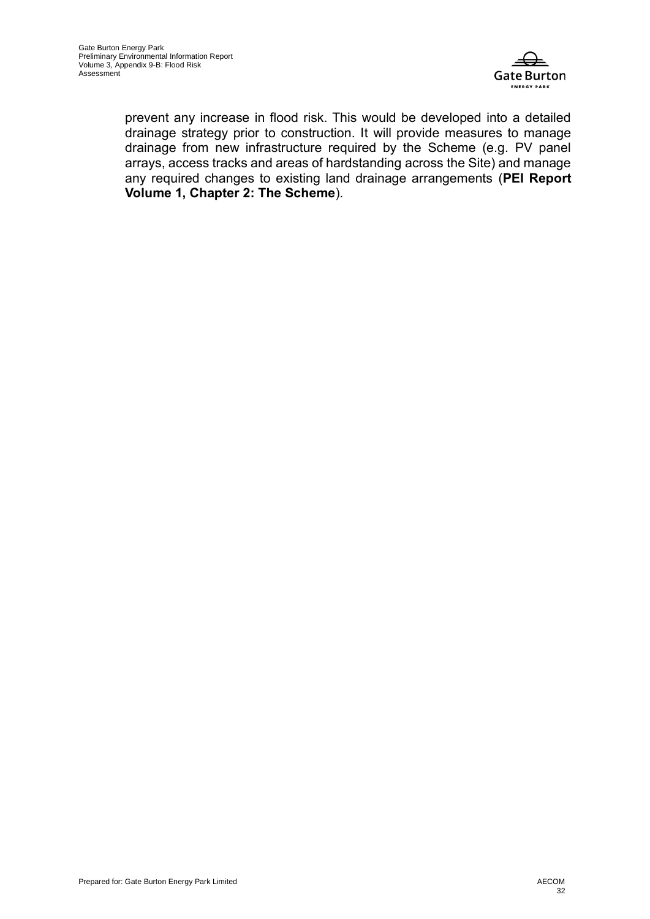prevent any increase in flood risk. This would be developed into a detailed drainage strategy prior to construction. It will provide measures to manage drainage from new infrastructure required by the Scheme (e.g. PV panel arrays, access tracks and areas of hardstanding across the Site) and manage any required changes to existing land drainage arrangements (**PEI Report Volume 1, Chapter 2: The Scheme**).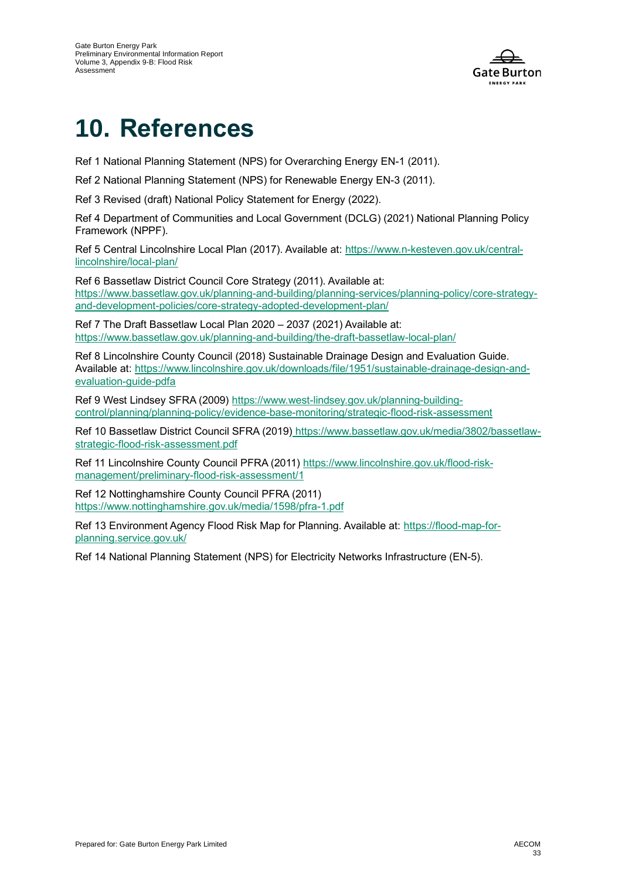# 10. References

Ref 1 National Planning Statement (NPS) for Overarching Energy EN-1 (2011).

Ref 2 National Planning Statement (NPS) for Renewable Energy EN-3 (2011).

Ref 3 Revised (draft) National Policy Statement for Energy (2022).

Ref 4 Department of Communities and Local Government (DCLG) (2021) National Planning Policy Framework (NPPF).

Ref 5 Central Lincolnshire Local Plan (2017). Available at: https://www.n-kesteven.gov.uk/central-lincolnshire/local-plan/

Ref 6 Bassetlaw District Council Core Strategy (2011). Available at: https://www.bassetlaw.gov.uk/planning-and-building/planning-services/planning-policy/core-strategy-and-development-policies/core-strategy-adopted-development-plan/

Ref 7 The Draft Bassetlaw Local Plan 2020 – 2037 (2021) Available at: https://www.bassetlaw.gov.uk/planning-and-building/the-draft-bassetlaw-local-plan/

Ref 8 Lincolnshire County Council (2018) Sustainable Drainage Design and Evaluation Guide. Available at: https://www.lincolnshire.gov.uk/downloads/file/1951/sustainable-drainage-design-and-evaluation-guide-pdfa

Ref 9 West Lindsey SFRA (2009) https://www.west-lindsey.gov.uk/planning-building-control/planning/planning-policy/evidence-base-monitoring/strategic-flood-risk-assessment

Ref 10 Bassetlaw District Council SFRA (2019) https://www.bassetlaw.gov.uk/media/3802/bassetlaw-strategic-flood-risk-assessment.pdf

Ref 11 Lincolnshire County Council PFRA (2011) https://www.lincolnshire.gov.uk/flood-risk-management/preliminary-flood-risk-assessment/1

Ref 12 Nottinghamshire County Council PFRA (2011) https://www.nottinghamshire.gov.uk/media/1598/pfra-1.pdf

Ref 13 Environment Agency Flood Risk Map for Planning. Available at: https://flood-map-for-planning.service.gov.uk/

Ref 14 National Planning Statement (NPS) for Electricity Networks Infrastructure (EN-5).